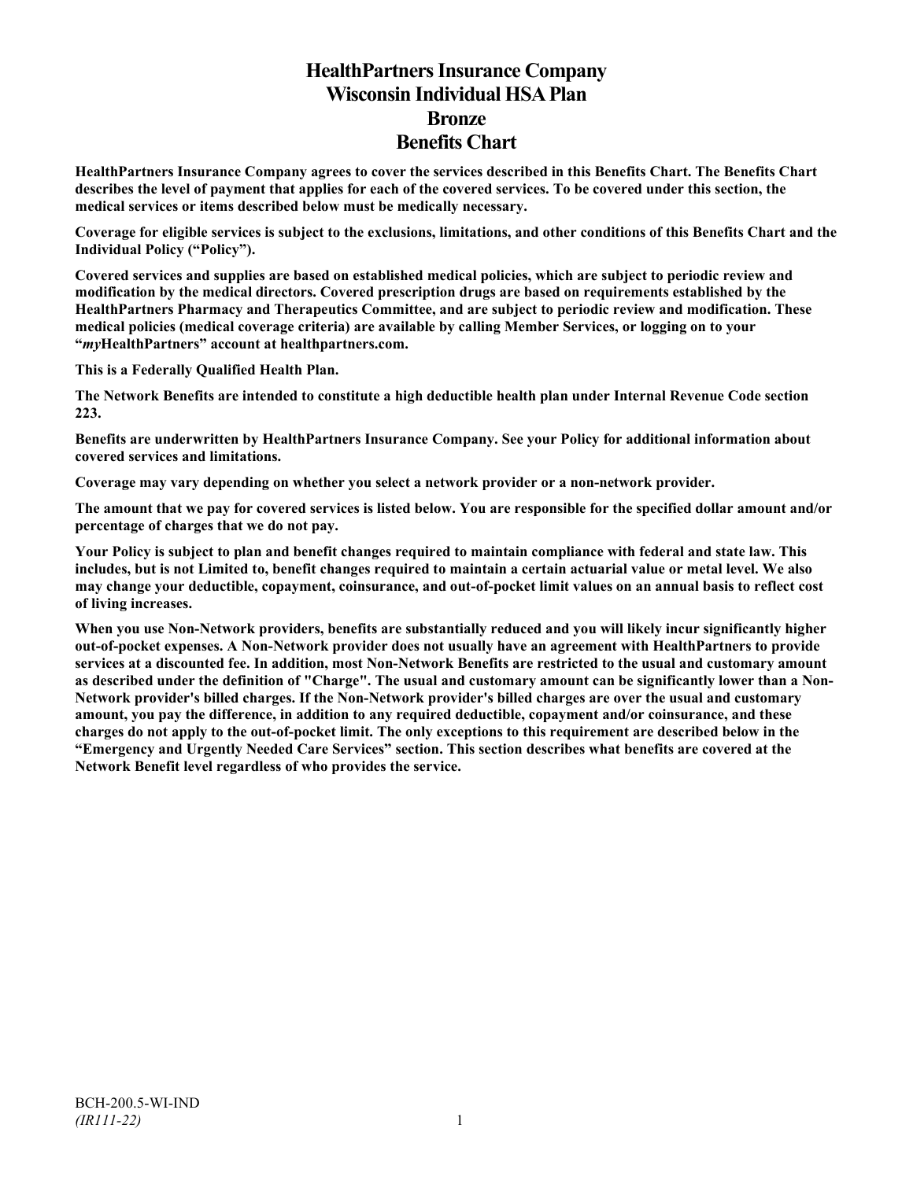# HealthPartners Insurance Company
# Wisconsin Individual HSA Plan
# Bronze
# Benefits Chart

**HealthPartners Insurance Company agrees to cover the services described in this Benefits Chart. The Benefits Chart describes the level of payment that applies for each of the covered services. To be covered under this section, the medical services or items described below must be medically necessary.**

**Coverage for eligible services is subject to the exclusions, limitations, and other conditions of this Benefits Chart and the Individual Policy ("Policy").**

**Covered services and supplies are based on established medical policies, which are subject to periodic review and modification by the medical directors. Covered prescription drugs are based on requirements established by the HealthPartners Pharmacy and Therapeutics Committee, and are subject to periodic review and modification. These medical policies (medical coverage criteria) are available by calling Member Services, or logging on to your "*my*HealthPartners" account at healthpartners.com.**

**This is a Federally Qualified Health Plan.**

**The Network Benefits are intended to constitute a high deductible health plan under Internal Revenue Code section 223.**

**Benefits are underwritten by HealthPartners Insurance Company. See your Policy for additional information about covered services and limitations.**

**Coverage may vary depending on whether you select a network provider or a non-network provider.**

**The amount that we pay for covered services is listed below. You are responsible for the specified dollar amount and/or percentage of charges that we do not pay.**

**Your Policy is subject to plan and benefit changes required to maintain compliance with federal and state law. This includes, but is not Limited to, benefit changes required to maintain a certain actuarial value or metal level. We also may change your deductible, copayment, coinsurance, and out-of-pocket limit values on an annual basis to reflect cost of living increases.**

**When you use Non-Network providers, benefits are substantially reduced and you will likely incur significantly higher out-of-pocket expenses. A Non-Network provider does not usually have an agreement with HealthPartners to provide services at a discounted fee. In addition, most Non-Network Benefits are restricted to the usual and customary amount as described under the definition of "Charge". The usual and customary amount can be significantly lower than a Non-Network provider's billed charges. If the Non-Network provider's billed charges are over the usual and customary amount, you pay the difference, in addition to any required deductible, copayment and/or coinsurance, and these charges do not apply to the out-of-pocket limit. The only exceptions to this requirement are described below in the "Emergency and Urgently Needed Care Services" section. This section describes what benefits are covered at the Network Benefit level regardless of who provides the service.**

BCH-200.5-WI-IND
*(IR111-22)*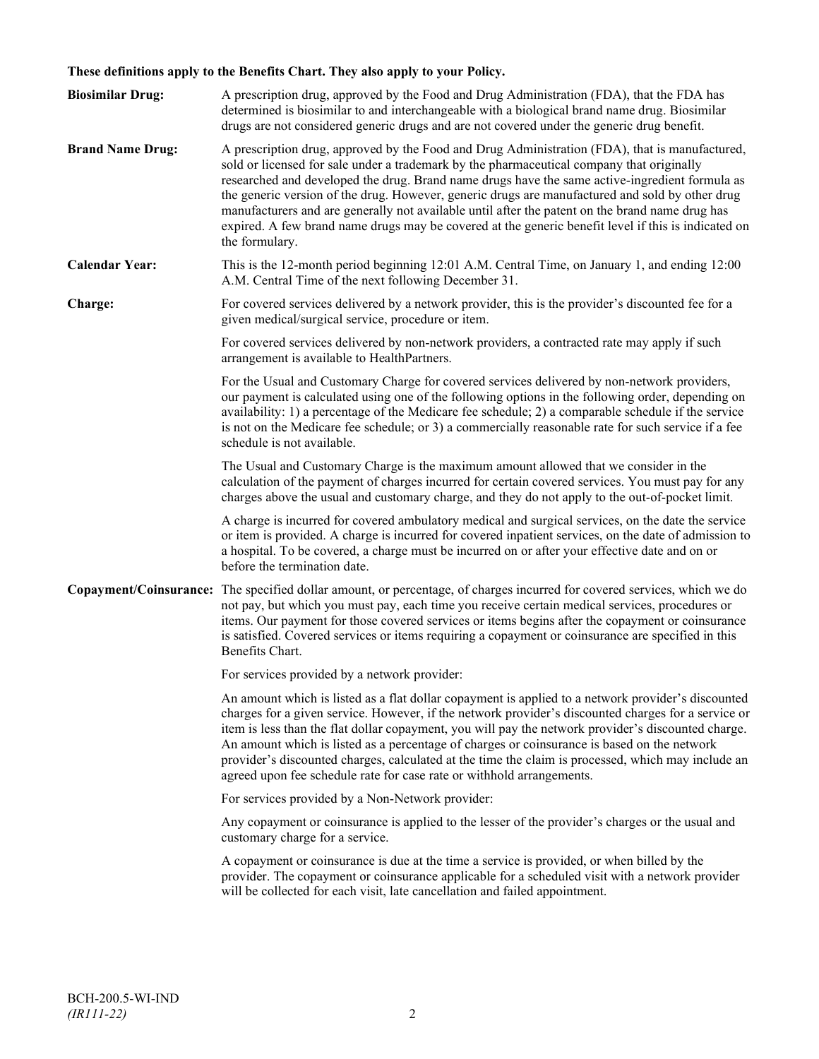**These definitions apply to the Benefits Chart. They also apply to your Policy.**

**Biosimilar Drug:** A prescription drug, approved by the Food and Drug Administration (FDA), that the FDA has determined is biosimilar to and interchangeable with a biological brand name drug. Biosimilar drugs are not considered generic drugs and are not covered under the generic drug benefit.

**Brand Name Drug:** A prescription drug, approved by the Food and Drug Administration (FDA), that is manufactured, sold or licensed for sale under a trademark by the pharmaceutical company that originally researched and developed the drug. Brand name drugs have the same active-ingredient formula as the generic version of the drug. However, generic drugs are manufactured and sold by other drug manufacturers and are generally not available until after the patent on the brand name drug has expired. A few brand name drugs may be covered at the generic benefit level if this is indicated on the formulary.

**Calendar Year:** This is the 12-month period beginning 12:01 A.M. Central Time, on January 1, and ending 12:00 A.M. Central Time of the next following December 31.

**Charge:** For covered services delivered by a network provider, this is the provider's discounted fee for a given medical/surgical service, procedure or item.

For covered services delivered by non-network providers, a contracted rate may apply if such arrangement is available to HealthPartners.

For the Usual and Customary Charge for covered services delivered by non-network providers, our payment is calculated using one of the following options in the following order, depending on availability: 1) a percentage of the Medicare fee schedule; 2) a comparable schedule if the service is not on the Medicare fee schedule; or 3) a commercially reasonable rate for such service if a fee schedule is not available.

The Usual and Customary Charge is the maximum amount allowed that we consider in the calculation of the payment of charges incurred for certain covered services. You must pay for any charges above the usual and customary charge, and they do not apply to the out-of-pocket limit.

A charge is incurred for covered ambulatory medical and surgical services, on the date the service or item is provided. A charge is incurred for covered inpatient services, on the date of admission to a hospital. To be covered, a charge must be incurred on or after your effective date and on or before the termination date.

**Copayment/Coinsurance:** The specified dollar amount, or percentage, of charges incurred for covered services, which we do not pay, but which you must pay, each time you receive certain medical services, procedures or items. Our payment for those covered services or items begins after the copayment or coinsurance is satisfied. Covered services or items requiring a copayment or coinsurance are specified in this Benefits Chart.

For services provided by a network provider:

An amount which is listed as a flat dollar copayment is applied to a network provider's discounted charges for a given service. However, if the network provider's discounted charges for a service or item is less than the flat dollar copayment, you will pay the network provider's discounted charge. An amount which is listed as a percentage of charges or coinsurance is based on the network provider's discounted charges, calculated at the time the claim is processed, which may include an agreed upon fee schedule rate for case rate or withhold arrangements.

For services provided by a Non-Network provider:

Any copayment or coinsurance is applied to the lesser of the provider's charges or the usual and customary charge for a service.

A copayment or coinsurance is due at the time a service is provided, or when billed by the provider. The copayment or coinsurance applicable for a scheduled visit with a network provider will be collected for each visit, late cancellation and failed appointment.

BCH-200.5-WI-IND
*(IR111-22)*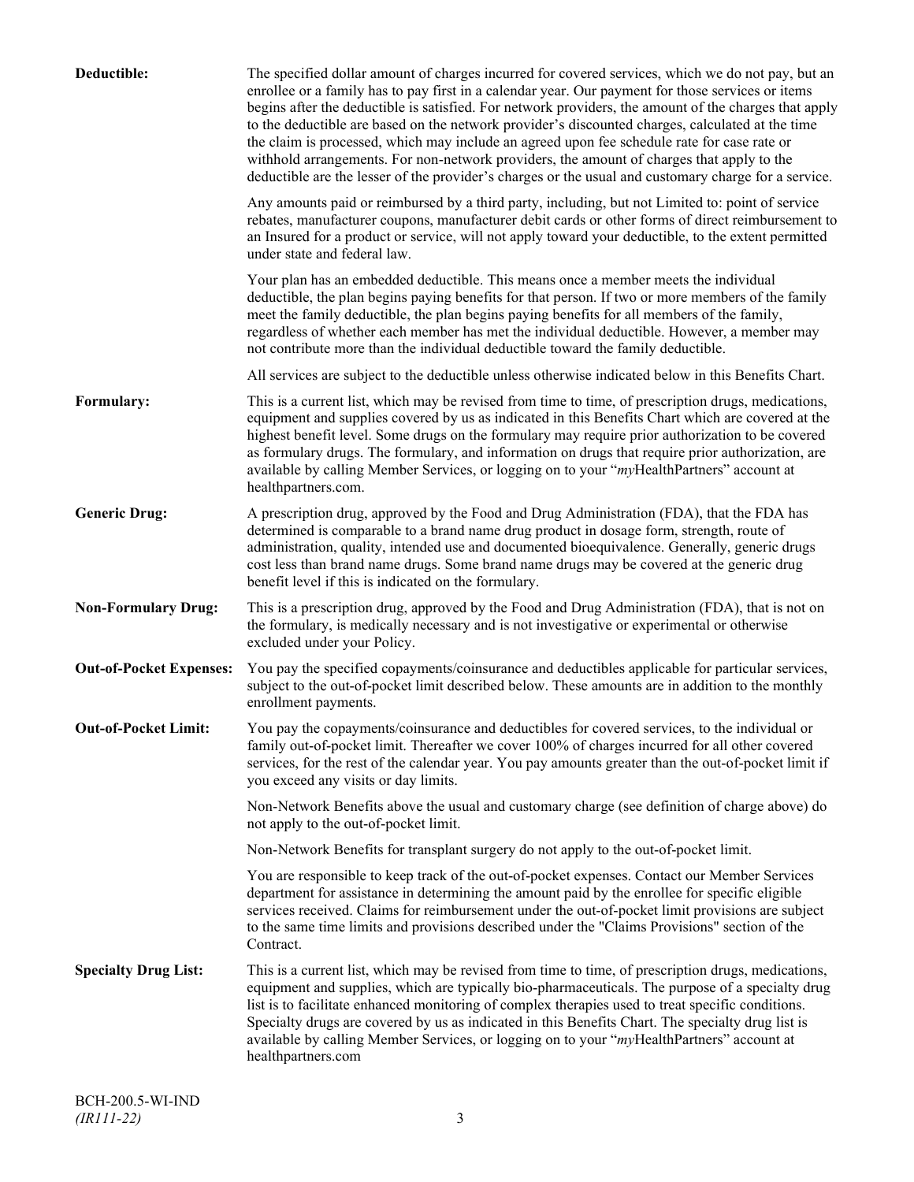**Deductible:** The specified dollar amount of charges incurred for covered services, which we do not pay, but an enrollee or a family has to pay first in a calendar year. Our payment for those services or items begins after the deductible is satisfied. For network providers, the amount of the charges that apply to the deductible are based on the network provider's discounted charges, calculated at the time the claim is processed, which may include an agreed upon fee schedule rate for case rate or withhold arrangements. For non-network providers, the amount of charges that apply to the deductible are the lesser of the provider's charges or the usual and customary charge for a service.

Any amounts paid or reimbursed by a third party, including, but not Limited to: point of service rebates, manufacturer coupons, manufacturer debit cards or other forms of direct reimbursement to an Insured for a product or service, will not apply toward your deductible, to the extent permitted under state and federal law.

Your plan has an embedded deductible. This means once a member meets the individual deductible, the plan begins paying benefits for that person. If two or more members of the family meet the family deductible, the plan begins paying benefits for all members of the family, regardless of whether each member has met the individual deductible. However, a member may not contribute more than the individual deductible toward the family deductible.

All services are subject to the deductible unless otherwise indicated below in this Benefits Chart.

**Formulary:** This is a current list, which may be revised from time to time, of prescription drugs, medications, equipment and supplies covered by us as indicated in this Benefits Chart which are covered at the highest benefit level. Some drugs on the formulary may require prior authorization to be covered as formulary drugs. The formulary, and information on drugs that require prior authorization, are available by calling Member Services, or logging on to your "*my*HealthPartners" account at healthpartners.com.

**Generic Drug:** A prescription drug, approved by the Food and Drug Administration (FDA), that the FDA has determined is comparable to a brand name drug product in dosage form, strength, route of administration, quality, intended use and documented bioequivalence. Generally, generic drugs cost less than brand name drugs. Some brand name drugs may be covered at the generic drug benefit level if this is indicated on the formulary.

**Non-Formulary Drug:** This is a prescription drug, approved by the Food and Drug Administration (FDA), that is not on the formulary, is medically necessary and is not investigative or experimental or otherwise excluded under your Policy.

**Out-of-Pocket Expenses:** You pay the specified copayments/coinsurance and deductibles applicable for particular services, subject to the out-of-pocket limit described below. These amounts are in addition to the monthly enrollment payments.

**Out-of-Pocket Limit:** You pay the copayments/coinsurance and deductibles for covered services, to the individual or family out-of-pocket limit. Thereafter we cover 100% of charges incurred for all other covered services, for the rest of the calendar year. You pay amounts greater than the out-of-pocket limit if you exceed any visits or day limits.

Non-Network Benefits above the usual and customary charge (see definition of charge above) do not apply to the out-of-pocket limit.

Non-Network Benefits for transplant surgery do not apply to the out-of-pocket limit.

You are responsible to keep track of the out-of-pocket expenses. Contact our Member Services department for assistance in determining the amount paid by the enrollee for specific eligible services received. Claims for reimbursement under the out-of-pocket limit provisions are subject to the same time limits and provisions described under the "Claims Provisions" section of the Contract.

**Specialty Drug List:** This is a current list, which may be revised from time to time, of prescription drugs, medications, equipment and supplies, which are typically bio-pharmaceuticals. The purpose of a specialty drug list is to facilitate enhanced monitoring of complex therapies used to treat specific conditions. Specialty drugs are covered by us as indicated in this Benefits Chart. The specialty drug list is available by calling Member Services, or logging on to your "*my*HealthPartners" account at healthpartners.com

BCH-200.5-WI-IND
*(IR111-22)*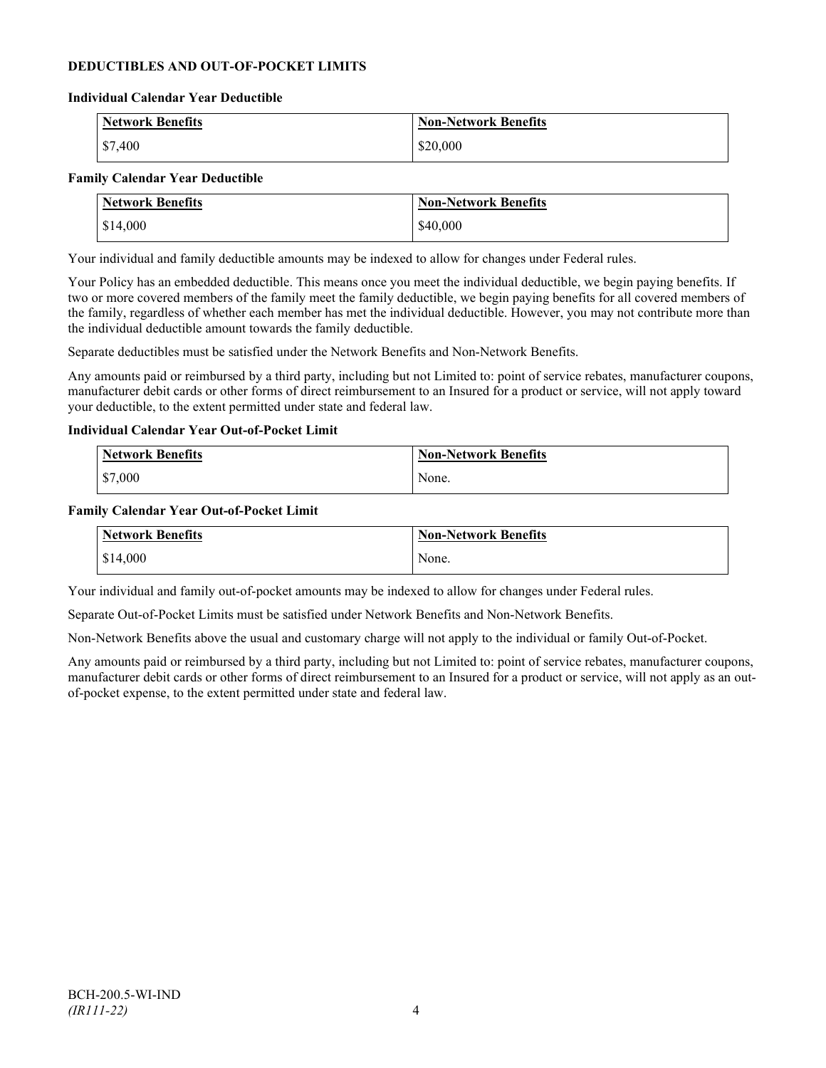## DEDUCTIBLES AND OUT-OF-POCKET LIMITS

### Individual Calendar Year Deductible

| Network Benefits | Non-Network Benefits |
|---|---|
| $7,400 | $20,000 |

### Family Calendar Year Deductible

| Network Benefits | Non-Network Benefits |
|---|---|
| $14,000 | $40,000 |

Your individual and family deductible amounts may be indexed to allow for changes under Federal rules.

Your Policy has an embedded deductible. This means once you meet the individual deductible, we begin paying benefits. If two or more covered members of the family meet the family deductible, we begin paying benefits for all covered members of the family, regardless of whether each member has met the individual deductible. However, you may not contribute more than the individual deductible amount towards the family deductible.

Separate deductibles must be satisfied under the Network Benefits and Non-Network Benefits.

Any amounts paid or reimbursed by a third party, including but not Limited to: point of service rebates, manufacturer coupons, manufacturer debit cards or other forms of direct reimbursement to an Insured for a product or service, will not apply toward your deductible, to the extent permitted under state and federal law.

### Individual Calendar Year Out-of-Pocket Limit

| Network Benefits | Non-Network Benefits |
|---|---|
| $7,000 | None. |

### Family Calendar Year Out-of-Pocket Limit

| Network Benefits | Non-Network Benefits |
|---|---|
| $14,000 | None. |

Your individual and family out-of-pocket amounts may be indexed to allow for changes under Federal rules.

Separate Out-of-Pocket Limits must be satisfied under Network Benefits and Non-Network Benefits.

Non-Network Benefits above the usual and customary charge will not apply to the individual or family Out-of-Pocket.

Any amounts paid or reimbursed by a third party, including but not Limited to: point of service rebates, manufacturer coupons, manufacturer debit cards or other forms of direct reimbursement to an Insured for a product or service, will not apply as an out-of-pocket expense, to the extent permitted under state and federal law.

BCH-200.5-WI-IND
*(IR111-22)*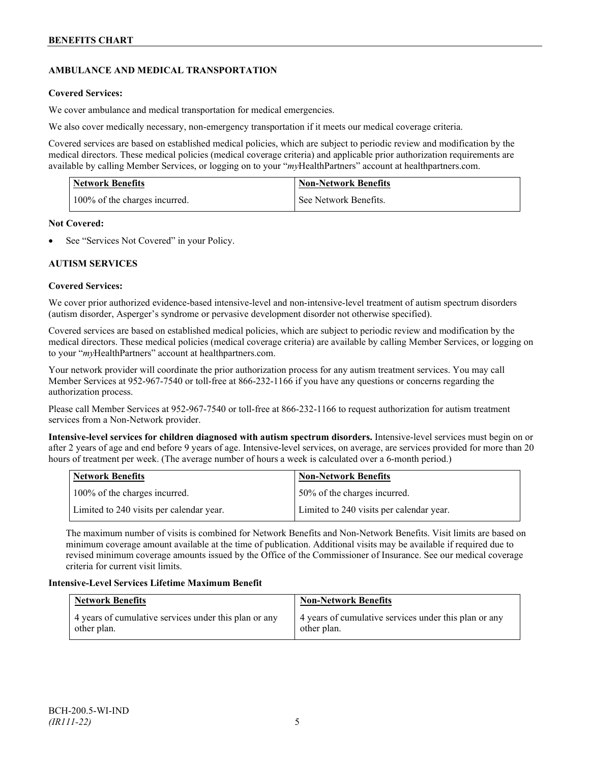## AMBULANCE AND MEDICAL TRANSPORTATION

**Covered Services:**

We cover ambulance and medical transportation for medical emergencies.

We also cover medically necessary, non-emergency transportation if it meets our medical coverage criteria.

Covered services are based on established medical policies, which are subject to periodic review and modification by the medical directors. These medical policies (medical coverage criteria) and applicable prior authorization requirements are available by calling Member Services, or logging on to your "*my*HealthPartners" account at healthpartners.com.

| Network Benefits | Non-Network Benefits |
|---|---|
| 100% of the charges incurred. | See Network Benefits. |

**Not Covered:**

- See "Services Not Covered" in your Policy.

## AUTISM SERVICES

**Covered Services:**

We cover prior authorized evidence-based intensive-level and non-intensive-level treatment of autism spectrum disorders (autism disorder, Asperger's syndrome or pervasive development disorder not otherwise specified).

Covered services are based on established medical policies, which are subject to periodic review and modification by the medical directors. These medical policies (medical coverage criteria) are available by calling Member Services, or logging on to your "*my*HealthPartners" account at healthpartners.com.

Your network provider will coordinate the prior authorization process for any autism treatment services. You may call Member Services at 952-967-7540 or toll-free at 866-232-1166 if you have any questions or concerns regarding the authorization process.

Please call Member Services at 952-967-7540 or toll-free at 866-232-1166 to request authorization for autism treatment services from a Non-Network provider.

**Intensive-level services for children diagnosed with autism spectrum disorders.** Intensive-level services must begin on or after 2 years of age and end before 9 years of age. Intensive-level services, on average, are services provided for more than 20 hours of treatment per week. (The average number of hours a week is calculated over a 6-month period.)

| Network Benefits | Non-Network Benefits |
|---|---|
| 100% of the charges incurred. | 50% of the charges incurred. |
| Limited to 240 visits per calendar year. | Limited to 240 visits per calendar year. |

The maximum number of visits is combined for Network Benefits and Non-Network Benefits. Visit limits are based on minimum coverage amount available at the time of publication. Additional visits may be available if required due to revised minimum coverage amounts issued by the Office of the Commissioner of Insurance. See our medical coverage criteria for current visit limits.

**Intensive-Level Services Lifetime Maximum Benefit**

| Network Benefits | Non-Network Benefits |
|---|---|
| 4 years of cumulative services under this plan or any other plan. | 4 years of cumulative services under this plan or any other plan. |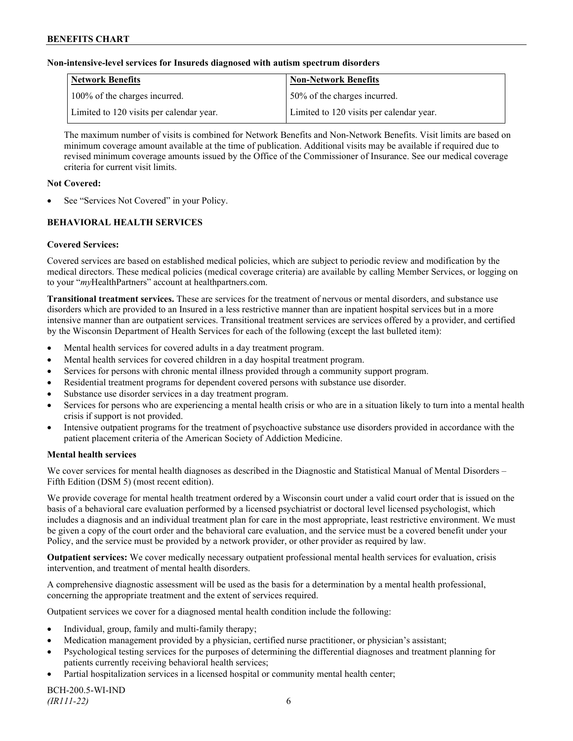**Non-intensive-level services for Insureds diagnosed with autism spectrum disorders**

| Network Benefits | Non-Network Benefits |
|---|---|
| 100% of the charges incurred. | 50% of the charges incurred. |
| Limited to 120 visits per calendar year. | Limited to 120 visits per calendar year. |

The maximum number of visits is combined for Network Benefits and Non-Network Benefits. Visit limits are based on minimum coverage amount available at the time of publication. Additional visits may be available if required due to revised minimum coverage amounts issued by the Office of the Commissioner of Insurance. See our medical coverage criteria for current visit limits.

**Not Covered:**

- See "Services Not Covered" in your Policy.

## BEHAVIORAL HEALTH SERVICES

**Covered Services:**

Covered services are based on established medical policies, which are subject to periodic review and modification by the medical directors. These medical policies (medical coverage criteria) are available by calling Member Services, or logging on to your "*my*HealthPartners" account at healthpartners.com.

**Transitional treatment services.** These are services for the treatment of nervous or mental disorders, and substance use disorders which are provided to an Insured in a less restrictive manner than are inpatient hospital services but in a more intensive manner than are outpatient services. Transitional treatment services are services offered by a provider, and certified by the Wisconsin Department of Health Services for each of the following (except the last bulleted item):

- Mental health services for covered adults in a day treatment program.
- Mental health services for covered children in a day hospital treatment program.
- Services for persons with chronic mental illness provided through a community support program.
- Residential treatment programs for dependent covered persons with substance use disorder.
- Substance use disorder services in a day treatment program.
- Services for persons who are experiencing a mental health crisis or who are in a situation likely to turn into a mental health crisis if support is not provided.
- Intensive outpatient programs for the treatment of psychoactive substance use disorders provided in accordance with the patient placement criteria of the American Society of Addiction Medicine.

**Mental health services**

We cover services for mental health diagnoses as described in the Diagnostic and Statistical Manual of Mental Disorders – Fifth Edition (DSM 5) (most recent edition).

We provide coverage for mental health treatment ordered by a Wisconsin court under a valid court order that is issued on the basis of a behavioral care evaluation performed by a licensed psychiatrist or doctoral level licensed psychologist, which includes a diagnosis and an individual treatment plan for care in the most appropriate, least restrictive environment. We must be given a copy of the court order and the behavioral care evaluation, and the service must be a covered benefit under your Policy, and the service must be provided by a network provider, or other provider as required by law.

**Outpatient services:** We cover medically necessary outpatient professional mental health services for evaluation, crisis intervention, and treatment of mental health disorders.

A comprehensive diagnostic assessment will be used as the basis for a determination by a mental health professional, concerning the appropriate treatment and the extent of services required.

Outpatient services we cover for a diagnosed mental health condition include the following:

- Individual, group, family and multi-family therapy;
- Medication management provided by a physician, certified nurse practitioner, or physician's assistant;
- Psychological testing services for the purposes of determining the differential diagnoses and treatment planning for patients currently receiving behavioral health services;
- Partial hospitalization services in a licensed hospital or community mental health center;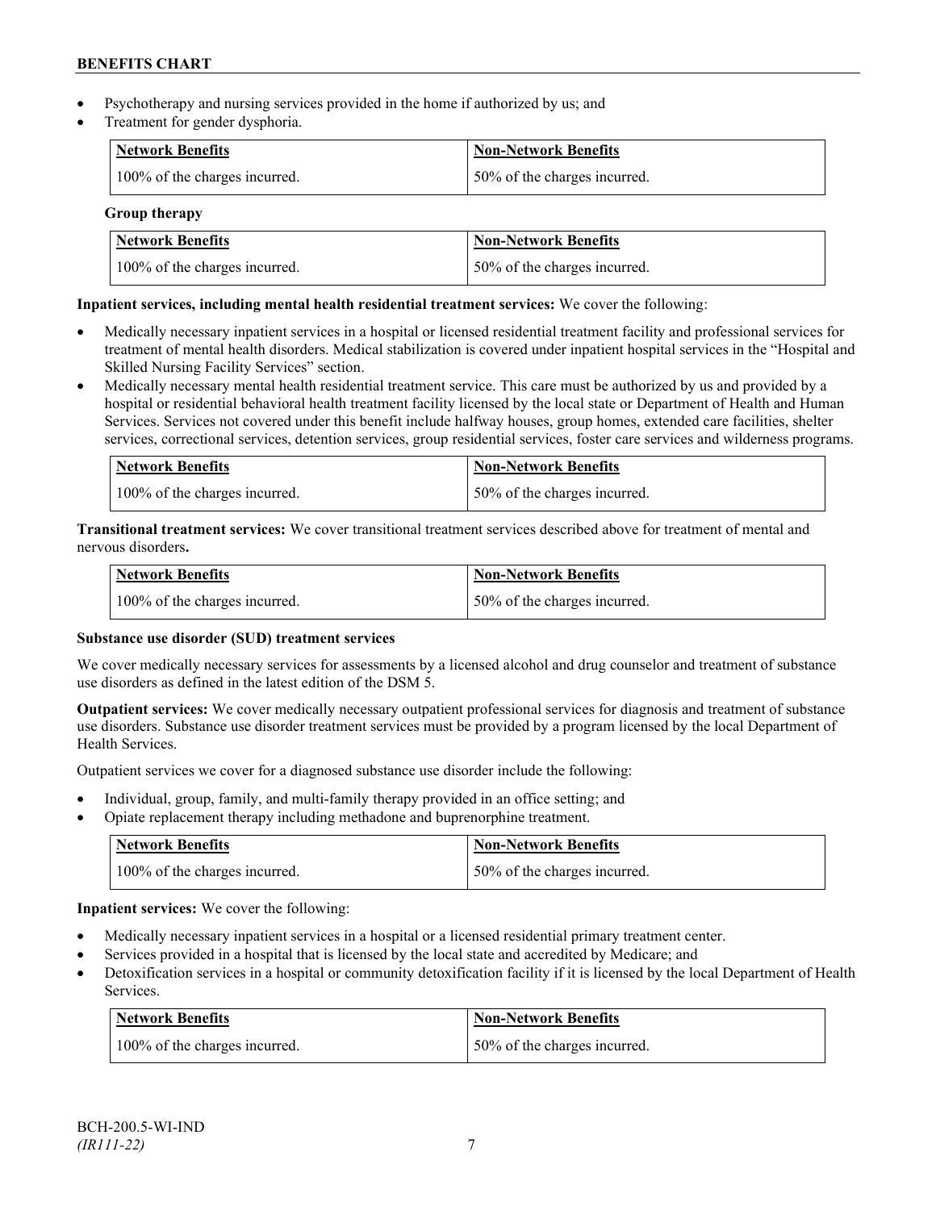- Psychotherapy and nursing services provided in the home if authorized by us; and
- Treatment for gender dysphoria.

| Network Benefits | Non-Network Benefits |
|---|---|
| 100% of the charges incurred. | 50% of the charges incurred. |

**Group therapy**

| Network Benefits | Non-Network Benefits |
|---|---|
| 100% of the charges incurred. | 50% of the charges incurred. |

**Inpatient services, including mental health residential treatment services:** We cover the following:

- Medically necessary inpatient services in a hospital or licensed residential treatment facility and professional services for treatment of mental health disorders. Medical stabilization is covered under inpatient hospital services in the "Hospital and Skilled Nursing Facility Services" section.
- Medically necessary mental health residential treatment service. This care must be authorized by us and provided by a hospital or residential behavioral health treatment facility licensed by the local state or Department of Health and Human Services. Services not covered under this benefit include halfway houses, group homes, extended care facilities, shelter services, correctional services, detention services, group residential services, foster care services and wilderness programs.

| Network Benefits | Non-Network Benefits |
|---|---|
| 100% of the charges incurred. | 50% of the charges incurred. |

**Transitional treatment services:** We cover transitional treatment services described above for treatment of mental and nervous disorders**.**

| Network Benefits | Non-Network Benefits |
|---|---|
| 100% of the charges incurred. | 50% of the charges incurred. |

**Substance use disorder (SUD) treatment services**

We cover medically necessary services for assessments by a licensed alcohol and drug counselor and treatment of substance use disorders as defined in the latest edition of the DSM 5.

**Outpatient services:** We cover medically necessary outpatient professional services for diagnosis and treatment of substance use disorders. Substance use disorder treatment services must be provided by a program licensed by the local Department of Health Services.

Outpatient services we cover for a diagnosed substance use disorder include the following:

- Individual, group, family, and multi-family therapy provided in an office setting; and
- Opiate replacement therapy including methadone and buprenorphine treatment.

| Network Benefits | Non-Network Benefits |
|---|---|
| 100% of the charges incurred. | 50% of the charges incurred. |

**Inpatient services:** We cover the following:

- Medically necessary inpatient services in a hospital or a licensed residential primary treatment center.
- Services provided in a hospital that is licensed by the local state and accredited by Medicare; and
- Detoxification services in a hospital or community detoxification facility if it is licensed by the local Department of Health Services.

| Network Benefits | Non-Network Benefits |
|---|---|
| 100% of the charges incurred. | 50% of the charges incurred. |

BCH-200.5-WI-IND
*(IR111-22)*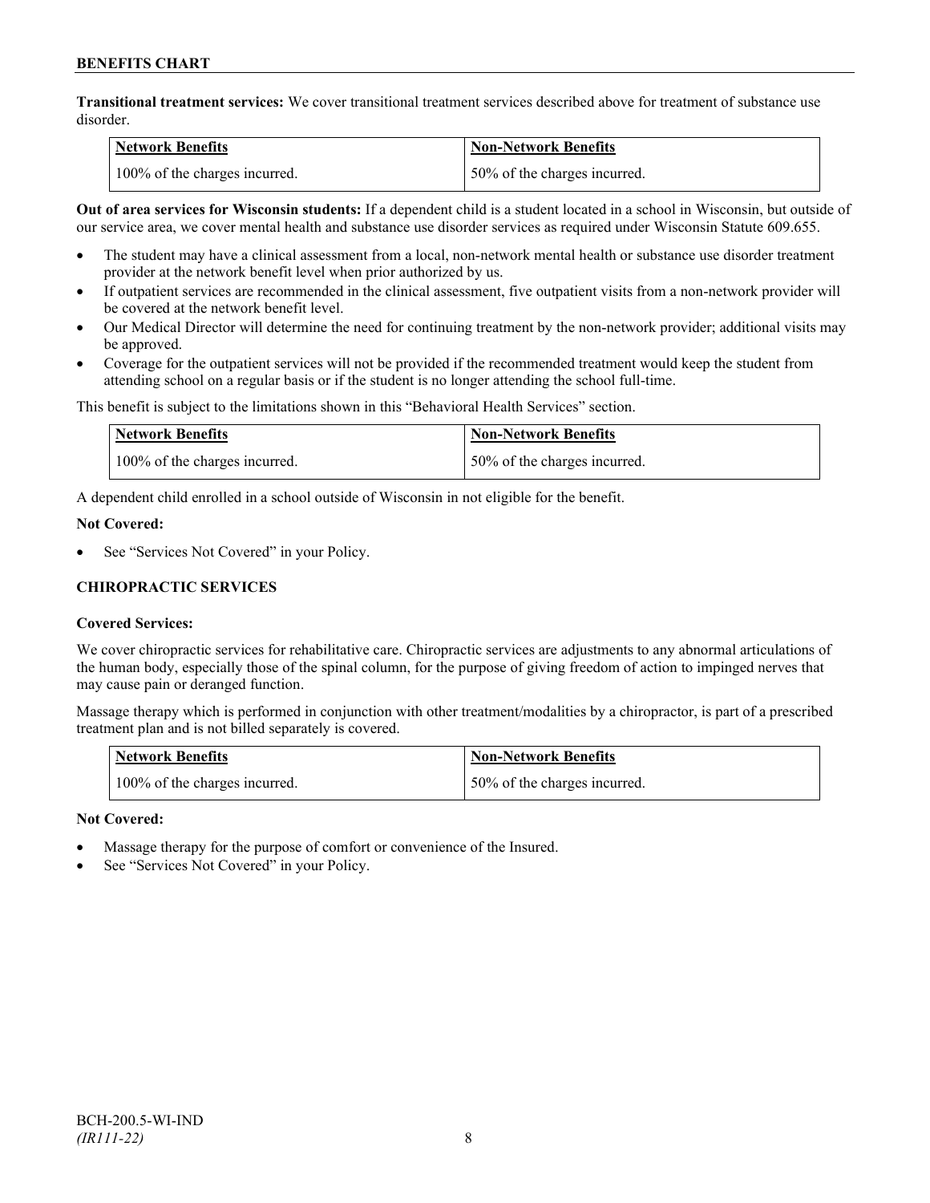**Transitional treatment services:** We cover transitional treatment services described above for treatment of substance use disorder.

| Network Benefits | Non-Network Benefits |
|---|---|
| 100% of the charges incurred. | 50% of the charges incurred. |

**Out of area services for Wisconsin students:** If a dependent child is a student located in a school in Wisconsin, but outside of our service area, we cover mental health and substance use disorder services as required under Wisconsin Statute 609.655.

- The student may have a clinical assessment from a local, non-network mental health or substance use disorder treatment provider at the network benefit level when prior authorized by us.
- If outpatient services are recommended in the clinical assessment, five outpatient visits from a non-network provider will be covered at the network benefit level.
- Our Medical Director will determine the need for continuing treatment by the non-network provider; additional visits may be approved.
- Coverage for the outpatient services will not be provided if the recommended treatment would keep the student from attending school on a regular basis or if the student is no longer attending the school full-time.

This benefit is subject to the limitations shown in this "Behavioral Health Services" section.

| Network Benefits | Non-Network Benefits |
|---|---|
| 100% of the charges incurred. | 50% of the charges incurred. |

A dependent child enrolled in a school outside of Wisconsin in not eligible for the benefit.

**Not Covered:**

- See "Services Not Covered" in your Policy.

### CHIROPRACTIC SERVICES

**Covered Services:**

We cover chiropractic services for rehabilitative care. Chiropractic services are adjustments to any abnormal articulations of the human body, especially those of the spinal column, for the purpose of giving freedom of action to impinged nerves that may cause pain or deranged function.

Massage therapy which is performed in conjunction with other treatment/modalities by a chiropractor, is part of a prescribed treatment plan and is not billed separately is covered.

| Network Benefits | Non-Network Benefits |
|---|---|
| 100% of the charges incurred. | 50% of the charges incurred. |

**Not Covered:**

- Massage therapy for the purpose of comfort or convenience of the Insured.
- See "Services Not Covered" in your Policy.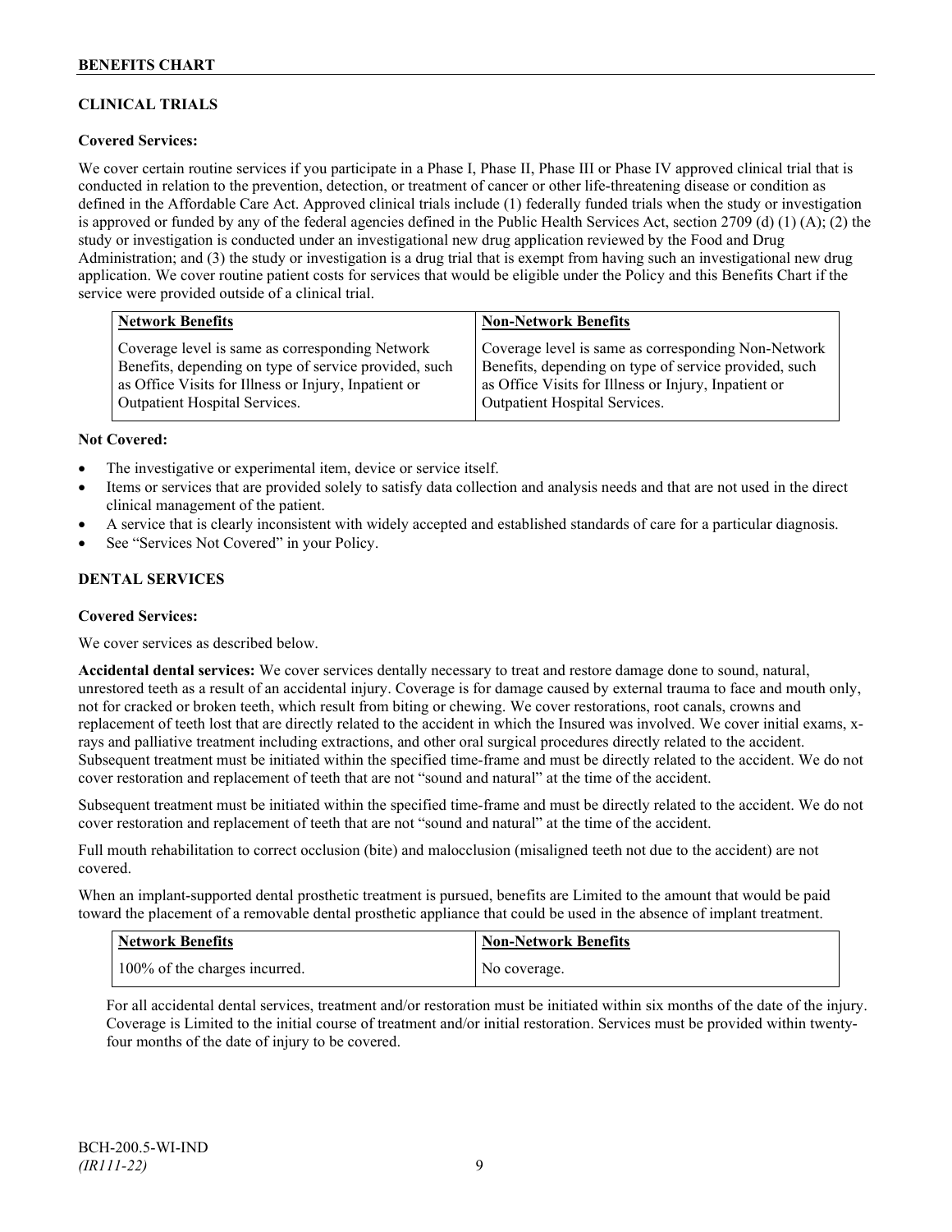## CLINICAL TRIALS

**Covered Services:**

We cover certain routine services if you participate in a Phase I, Phase II, Phase III or Phase IV approved clinical trial that is conducted in relation to the prevention, detection, or treatment of cancer or other life-threatening disease or condition as defined in the Affordable Care Act. Approved clinical trials include (1) federally funded trials when the study or investigation is approved or funded by any of the federal agencies defined in the Public Health Services Act, section 2709 (d) (1) (A); (2) the study or investigation is conducted under an investigational new drug application reviewed by the Food and Drug Administration; and (3) the study or investigation is a drug trial that is exempt from having such an investigational new drug application. We cover routine patient costs for services that would be eligible under the Policy and this Benefits Chart if the service were provided outside of a clinical trial.

| Network Benefits | Non-Network Benefits |
|---|---|
| Coverage level is same as corresponding Network Benefits, depending on type of service provided, such as Office Visits for Illness or Injury, Inpatient or Outpatient Hospital Services. | Coverage level is same as corresponding Non-Network Benefits, depending on type of service provided, such as Office Visits for Illness or Injury, Inpatient or Outpatient Hospital Services. |

**Not Covered:**

- The investigative or experimental item, device or service itself.
- Items or services that are provided solely to satisfy data collection and analysis needs and that are not used in the direct clinical management of the patient.
- A service that is clearly inconsistent with widely accepted and established standards of care for a particular diagnosis.
- See "Services Not Covered" in your Policy.

## DENTAL SERVICES

**Covered Services:**

We cover services as described below.

**Accidental dental services:** We cover services dentally necessary to treat and restore damage done to sound, natural, unrestored teeth as a result of an accidental injury. Coverage is for damage caused by external trauma to face and mouth only, not for cracked or broken teeth, which result from biting or chewing. We cover restorations, root canals, crowns and replacement of teeth lost that are directly related to the accident in which the Insured was involved. We cover initial exams, x-rays and palliative treatment including extractions, and other oral surgical procedures directly related to the accident. Subsequent treatment must be initiated within the specified time-frame and must be directly related to the accident. We do not cover restoration and replacement of teeth that are not "sound and natural" at the time of the accident.

Subsequent treatment must be initiated within the specified time-frame and must be directly related to the accident. We do not cover restoration and replacement of teeth that are not "sound and natural" at the time of the accident.

Full mouth rehabilitation to correct occlusion (bite) and malocclusion (misaligned teeth not due to the accident) are not covered.

When an implant-supported dental prosthetic treatment is pursued, benefits are Limited to the amount that would be paid toward the placement of a removable dental prosthetic appliance that could be used in the absence of implant treatment.

| Network Benefits | Non-Network Benefits |
|---|---|
| 100% of the charges incurred. | No coverage. |

For all accidental dental services, treatment and/or restoration must be initiated within six months of the date of the injury. Coverage is Limited to the initial course of treatment and/or initial restoration. Services must be provided within twenty-four months of the date of injury to be covered.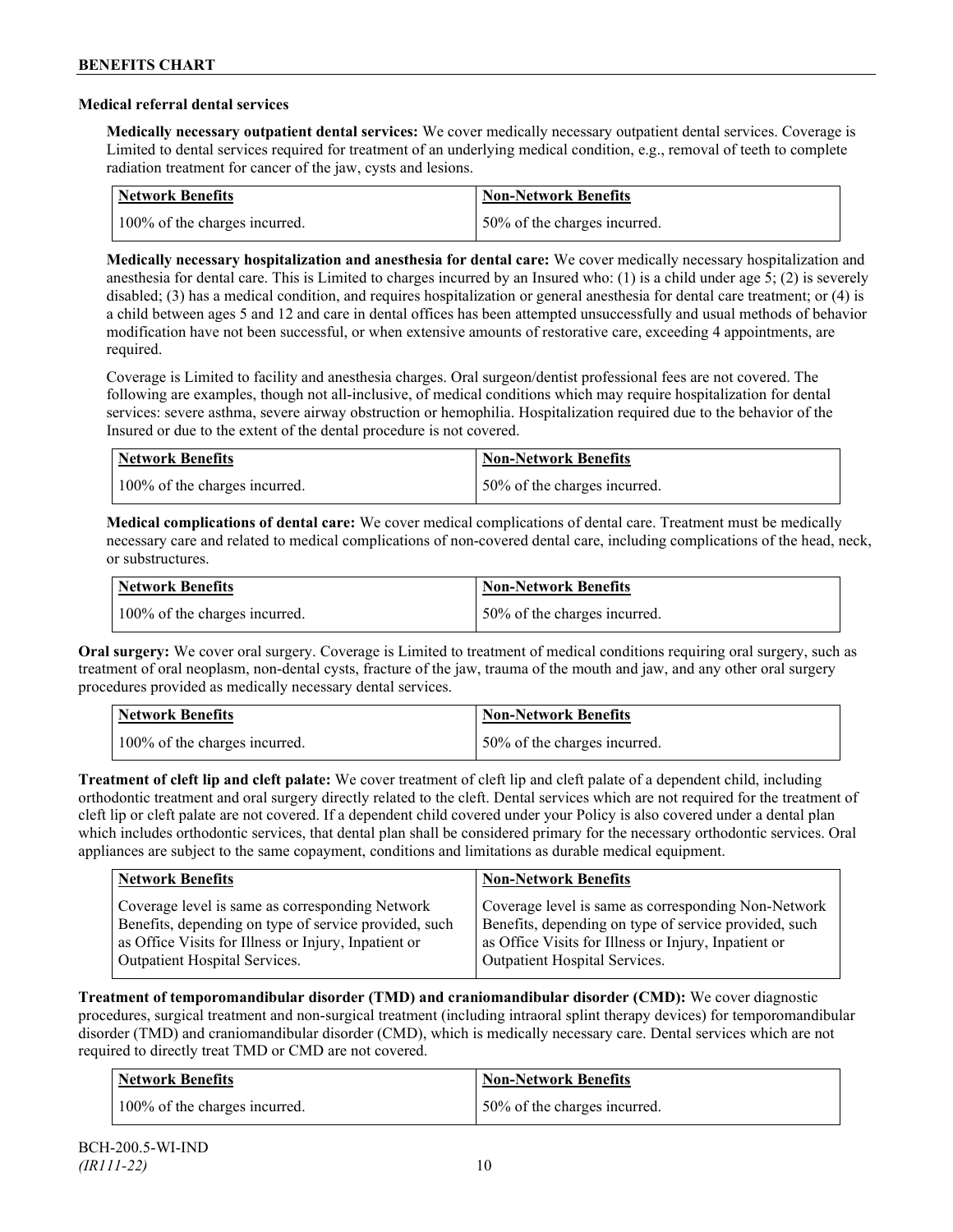### Medical referral dental services

**Medically necessary outpatient dental services:** We cover medically necessary outpatient dental services. Coverage is Limited to dental services required for treatment of an underlying medical condition, e.g., removal of teeth to complete radiation treatment for cancer of the jaw, cysts and lesions.

| Network Benefits | Non-Network Benefits |
|---|---|
| 100% of the charges incurred. | 50% of the charges incurred. |

**Medically necessary hospitalization and anesthesia for dental care:** We cover medically necessary hospitalization and anesthesia for dental care. This is Limited to charges incurred by an Insured who: (1) is a child under age 5; (2) is severely disabled; (3) has a medical condition, and requires hospitalization or general anesthesia for dental care treatment; or (4) is a child between ages 5 and 12 and care in dental offices has been attempted unsuccessfully and usual methods of behavior modification have not been successful, or when extensive amounts of restorative care, exceeding 4 appointments, are required.

Coverage is Limited to facility and anesthesia charges. Oral surgeon/dentist professional fees are not covered. The following are examples, though not all-inclusive, of medical conditions which may require hospitalization for dental services: severe asthma, severe airway obstruction or hemophilia. Hospitalization required due to the behavior of the Insured or due to the extent of the dental procedure is not covered.

| Network Benefits | Non-Network Benefits |
|---|---|
| 100% of the charges incurred. | 50% of the charges incurred. |

**Medical complications of dental care:** We cover medical complications of dental care. Treatment must be medically necessary care and related to medical complications of non-covered dental care, including complications of the head, neck, or substructures.

| Network Benefits | Non-Network Benefits |
|---|---|
| 100% of the charges incurred. | 50% of the charges incurred. |

**Oral surgery:** We cover oral surgery. Coverage is Limited to treatment of medical conditions requiring oral surgery, such as treatment of oral neoplasm, non-dental cysts, fracture of the jaw, trauma of the mouth and jaw, and any other oral surgery procedures provided as medically necessary dental services.

| Network Benefits | Non-Network Benefits |
|---|---|
| 100% of the charges incurred. | 50% of the charges incurred. |

**Treatment of cleft lip and cleft palate:** We cover treatment of cleft lip and cleft palate of a dependent child, including orthodontic treatment and oral surgery directly related to the cleft. Dental services which are not required for the treatment of cleft lip or cleft palate are not covered. If a dependent child covered under your Policy is also covered under a dental plan which includes orthodontic services, that dental plan shall be considered primary for the necessary orthodontic services. Oral appliances are subject to the same copayment, conditions and limitations as durable medical equipment.

| Network Benefits | Non-Network Benefits |
|---|---|
| Coverage level is same as corresponding Network Benefits, depending on type of service provided, such as Office Visits for Illness or Injury, Inpatient or Outpatient Hospital Services. | Coverage level is same as corresponding Non-Network Benefits, depending on type of service provided, such as Office Visits for Illness or Injury, Inpatient or Outpatient Hospital Services. |

**Treatment of temporomandibular disorder (TMD) and craniomandibular disorder (CMD):** We cover diagnostic procedures, surgical treatment and non-surgical treatment (including intraoral splint therapy devices) for temporomandibular disorder (TMD) and craniomandibular disorder (CMD), which is medically necessary care. Dental services which are not required to directly treat TMD or CMD are not covered.

| Network Benefits | Non-Network Benefits |
|---|---|
| 100% of the charges incurred. | 50% of the charges incurred. |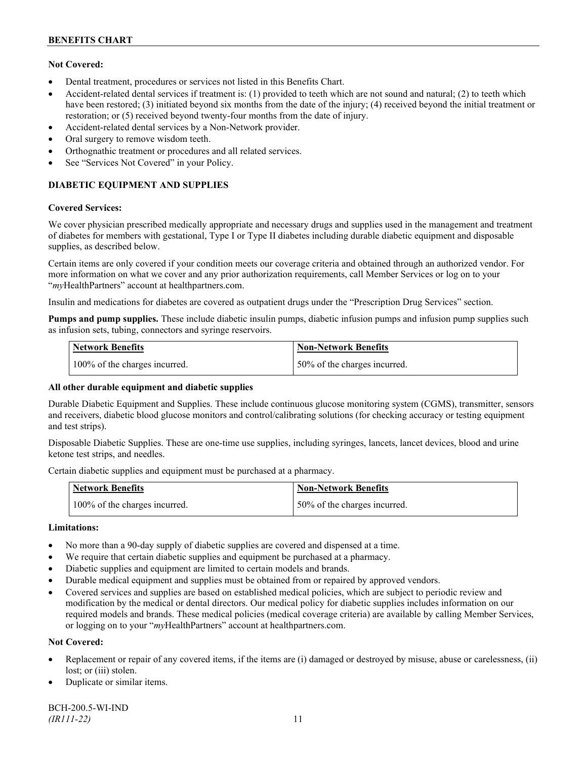**Not Covered:**

- Dental treatment, procedures or services not listed in this Benefits Chart.
- Accident-related dental services if treatment is: (1) provided to teeth which are not sound and natural; (2) to teeth which have been restored; (3) initiated beyond six months from the date of the injury; (4) received beyond the initial treatment or restoration; or (5) received beyond twenty-four months from the date of injury.
- Accident-related dental services by a Non-Network provider.
- Oral surgery to remove wisdom teeth.
- Orthognathic treatment or procedures and all related services.
- See "Services Not Covered" in your Policy.

### DIABETIC EQUIPMENT AND SUPPLIES

**Covered Services:**

We cover physician prescribed medically appropriate and necessary drugs and supplies used in the management and treatment of diabetes for members with gestational, Type I or Type II diabetes including durable diabetic equipment and disposable supplies, as described below.

Certain items are only covered if your condition meets our coverage criteria and obtained through an authorized vendor. For more information on what we cover and any prior authorization requirements, call Member Services or log on to your "*my*HealthPartners" account at healthpartners.com.

Insulin and medications for diabetes are covered as outpatient drugs under the "Prescription Drug Services" section.

**Pumps and pump supplies.** These include diabetic insulin pumps, diabetic infusion pumps and infusion pump supplies such as infusion sets, tubing, connectors and syringe reservoirs.

| Network Benefits | Non-Network Benefits |
|---|---|
| 100% of the charges incurred. | 50% of the charges incurred. |

**All other durable equipment and diabetic supplies**

Durable Diabetic Equipment and Supplies. These include continuous glucose monitoring system (CGMS), transmitter, sensors and receivers, diabetic blood glucose monitors and control/calibrating solutions (for checking accuracy or testing equipment and test strips).

Disposable Diabetic Supplies. These are one-time use supplies, including syringes, lancets, lancet devices, blood and urine ketone test strips, and needles.

Certain diabetic supplies and equipment must be purchased at a pharmacy.

| Network Benefits | Non-Network Benefits |
|---|---|
| 100% of the charges incurred. | 50% of the charges incurred. |

**Limitations:**

- No more than a 90-day supply of diabetic supplies are covered and dispensed at a time.
- We require that certain diabetic supplies and equipment be purchased at a pharmacy.
- Diabetic supplies and equipment are limited to certain models and brands.
- Durable medical equipment and supplies must be obtained from or repaired by approved vendors.
- Covered services and supplies are based on established medical policies, which are subject to periodic review and modification by the medical or dental directors. Our medical policy for diabetic supplies includes information on our required models and brands. These medical policies (medical coverage criteria) are available by calling Member Services, or logging on to your "*my*HealthPartners" account at healthpartners.com.

**Not Covered:**

- Replacement or repair of any covered items, if the items are (i) damaged or destroyed by misuse, abuse or carelessness, (ii) lost; or (iii) stolen.
- Duplicate or similar items.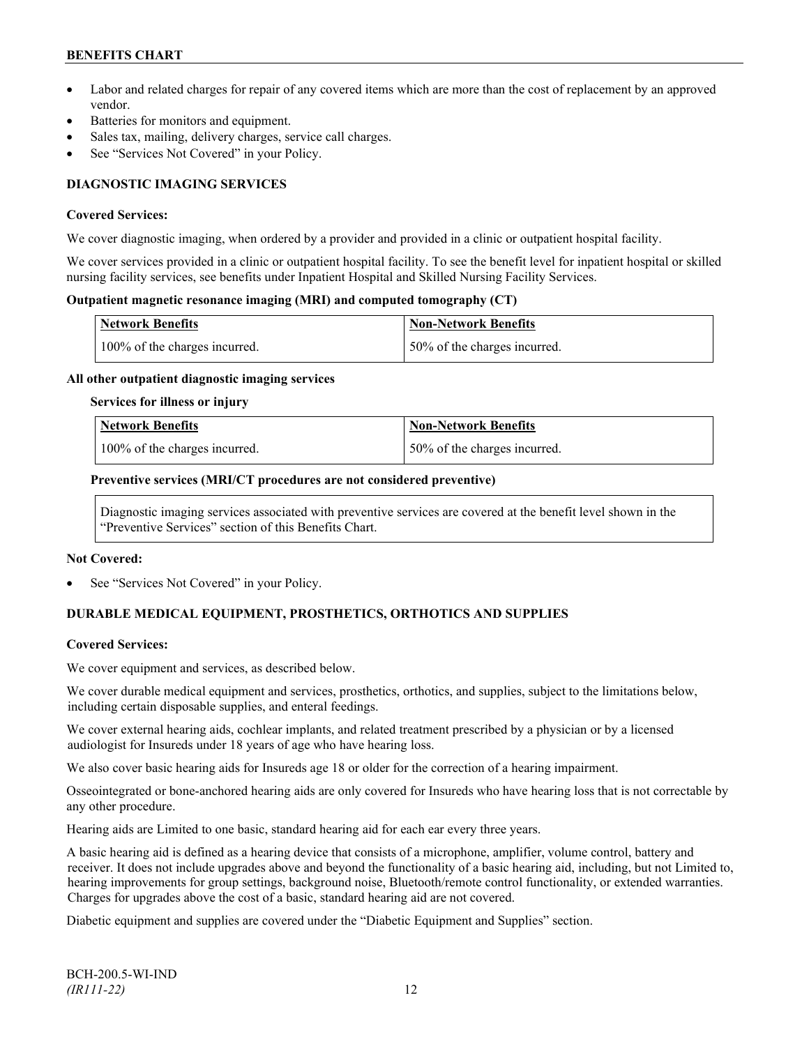- Labor and related charges for repair of any covered items which are more than the cost of replacement by an approved vendor.
- Batteries for monitors and equipment.
- Sales tax, mailing, delivery charges, service call charges.
- See "Services Not Covered" in your Policy.

## DIAGNOSTIC IMAGING SERVICES

**Covered Services:**

We cover diagnostic imaging, when ordered by a provider and provided in a clinic or outpatient hospital facility.

We cover services provided in a clinic or outpatient hospital facility. To see the benefit level for inpatient hospital or skilled nursing facility services, see benefits under Inpatient Hospital and Skilled Nursing Facility Services.

**Outpatient magnetic resonance imaging (MRI) and computed tomography (CT)**

| Network Benefits | Non-Network Benefits |
|---|---|
| 100% of the charges incurred. | 50% of the charges incurred. |

**All other outpatient diagnostic imaging services**

**Services for illness or injury**

| Network Benefits | Non-Network Benefits |
|---|---|
| 100% of the charges incurred. | 50% of the charges incurred. |

**Preventive services (MRI/CT procedures are not considered preventive)**

Diagnostic imaging services associated with preventive services are covered at the benefit level shown in the "Preventive Services" section of this Benefits Chart.

**Not Covered:**

- See "Services Not Covered" in your Policy.

## DURABLE MEDICAL EQUIPMENT, PROSTHETICS, ORTHOTICS AND SUPPLIES

**Covered Services:**

We cover equipment and services, as described below.

We cover durable medical equipment and services, prosthetics, orthotics, and supplies, subject to the limitations below, including certain disposable supplies, and enteral feedings.

We cover external hearing aids, cochlear implants, and related treatment prescribed by a physician or by a licensed audiologist for Insureds under 18 years of age who have hearing loss.

We also cover basic hearing aids for Insureds age 18 or older for the correction of a hearing impairment.

Osseointegrated or bone-anchored hearing aids are only covered for Insureds who have hearing loss that is not correctable by any other procedure.

Hearing aids are Limited to one basic, standard hearing aid for each ear every three years.

A basic hearing aid is defined as a hearing device that consists of a microphone, amplifier, volume control, battery and receiver. It does not include upgrades above and beyond the functionality of a basic hearing aid, including, but not Limited to, hearing improvements for group settings, background noise, Bluetooth/remote control functionality, or extended warranties. Charges for upgrades above the cost of a basic, standard hearing aid are not covered.

Diabetic equipment and supplies are covered under the "Diabetic Equipment and Supplies" section.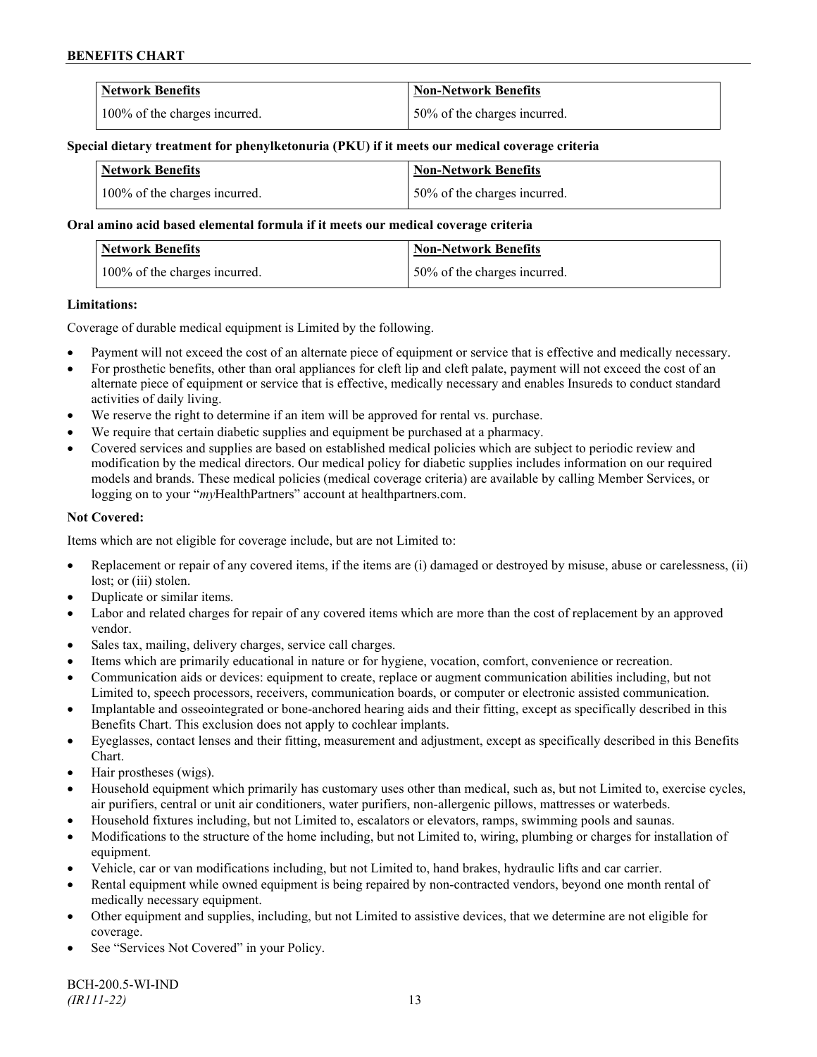| Network Benefits | Non-Network Benefits |
|---|---|
| 100% of the charges incurred. | 50% of the charges incurred. |

**Special dietary treatment for phenylketonuria (PKU) if it meets our medical coverage criteria**

| Network Benefits | Non-Network Benefits |
|---|---|
| 100% of the charges incurred. | 50% of the charges incurred. |

**Oral amino acid based elemental formula if it meets our medical coverage criteria**

| Network Benefits | Non-Network Benefits |
|---|---|
| 100% of the charges incurred. | 50% of the charges incurred. |

**Limitations:**

Coverage of durable medical equipment is Limited by the following.

- Payment will not exceed the cost of an alternate piece of equipment or service that is effective and medically necessary.
- For prosthetic benefits, other than oral appliances for cleft lip and cleft palate, payment will not exceed the cost of an alternate piece of equipment or service that is effective, medically necessary and enables Insureds to conduct standard activities of daily living.
- We reserve the right to determine if an item will be approved for rental vs. purchase.
- We require that certain diabetic supplies and equipment be purchased at a pharmacy.
- Covered services and supplies are based on established medical policies which are subject to periodic review and modification by the medical directors. Our medical policy for diabetic supplies includes information on our required models and brands. These medical policies (medical coverage criteria) are available by calling Member Services, or logging on to your "*my*HealthPartners" account at healthpartners.com.

**Not Covered:**

Items which are not eligible for coverage include, but are not Limited to:

- Replacement or repair of any covered items, if the items are (i) damaged or destroyed by misuse, abuse or carelessness, (ii) lost; or (iii) stolen.
- Duplicate or similar items.
- Labor and related charges for repair of any covered items which are more than the cost of replacement by an approved vendor.
- Sales tax, mailing, delivery charges, service call charges.
- Items which are primarily educational in nature or for hygiene, vocation, comfort, convenience or recreation.
- Communication aids or devices: equipment to create, replace or augment communication abilities including, but not Limited to, speech processors, receivers, communication boards, or computer or electronic assisted communication.
- Implantable and osseointegrated or bone-anchored hearing aids and their fitting, except as specifically described in this Benefits Chart. This exclusion does not apply to cochlear implants.
- Eyeglasses, contact lenses and their fitting, measurement and adjustment, except as specifically described in this Benefits Chart.
- Hair prostheses (wigs).
- Household equipment which primarily has customary uses other than medical, such as, but not Limited to, exercise cycles, air purifiers, central or unit air conditioners, water purifiers, non-allergenic pillows, mattresses or waterbeds.
- Household fixtures including, but not Limited to, escalators or elevators, ramps, swimming pools and saunas.
- Modifications to the structure of the home including, but not Limited to, wiring, plumbing or charges for installation of equipment.
- Vehicle, car or van modifications including, but not Limited to, hand brakes, hydraulic lifts and car carrier.
- Rental equipment while owned equipment is being repaired by non-contracted vendors, beyond one month rental of medically necessary equipment.
- Other equipment and supplies, including, but not Limited to assistive devices, that we determine are not eligible for coverage.
- See "Services Not Covered" in your Policy.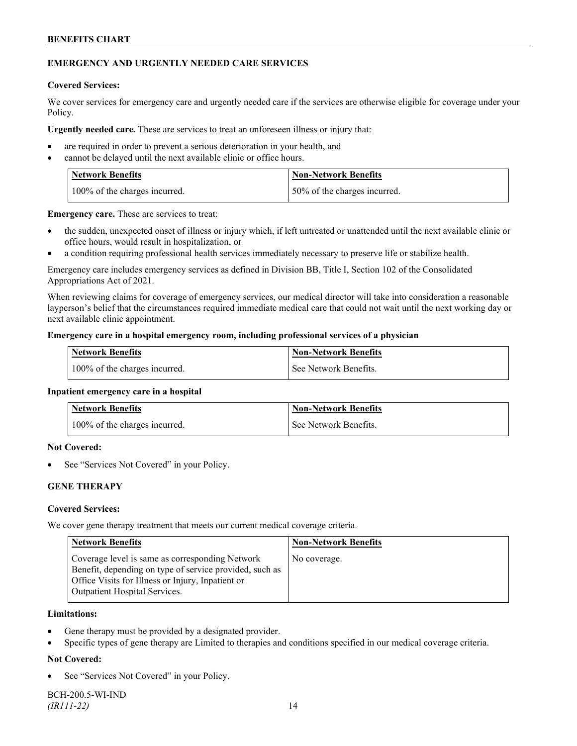## EMERGENCY AND URGENTLY NEEDED CARE SERVICES

**Covered Services:**

We cover services for emergency care and urgently needed care if the services are otherwise eligible for coverage under your Policy.

**Urgently needed care.** These are services to treat an unforeseen illness or injury that:

- are required in order to prevent a serious deterioration in your health, and
- cannot be delayed until the next available clinic or office hours.

| Network Benefits | Non-Network Benefits |
|---|---|
| 100% of the charges incurred. | 50% of the charges incurred. |

**Emergency care.** These are services to treat:

- the sudden, unexpected onset of illness or injury which, if left untreated or unattended until the next available clinic or office hours, would result in hospitalization, or
- a condition requiring professional health services immediately necessary to preserve life or stabilize health.

Emergency care includes emergency services as defined in Division BB, Title I, Section 102 of the Consolidated Appropriations Act of 2021.

When reviewing claims for coverage of emergency services, our medical director will take into consideration a reasonable layperson's belief that the circumstances required immediate medical care that could not wait until the next working day or next available clinic appointment.

**Emergency care in a hospital emergency room, including professional services of a physician**

| Network Benefits | Non-Network Benefits |
|---|---|
| 100% of the charges incurred. | See Network Benefits. |

**Inpatient emergency care in a hospital**

| Network Benefits | Non-Network Benefits |
|---|---|
| 100% of the charges incurred. | See Network Benefits. |

**Not Covered:**

- See "Services Not Covered" in your Policy.

## GENE THERAPY

**Covered Services:**

We cover gene therapy treatment that meets our current medical coverage criteria.

| Network Benefits | Non-Network Benefits |
|---|---|
| Coverage level is same as corresponding Network Benefit, depending on type of service provided, such as Office Visits for Illness or Injury, Inpatient or Outpatient Hospital Services. | No coverage. |

**Limitations:**

- Gene therapy must be provided by a designated provider.
- Specific types of gene therapy are Limited to therapies and conditions specified in our medical coverage criteria.

**Not Covered:**

- See "Services Not Covered" in your Policy.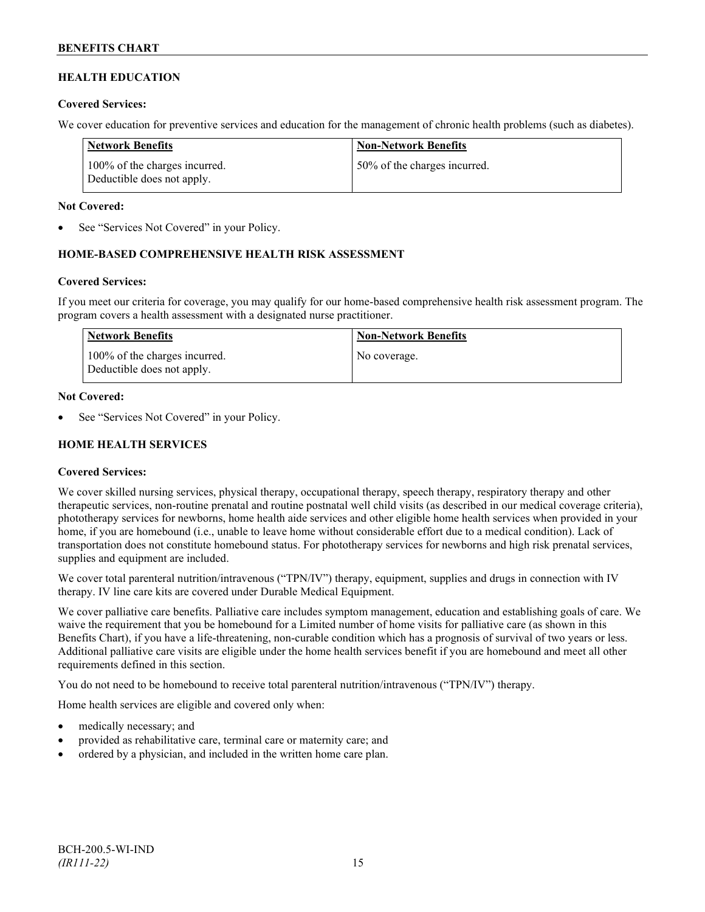## HEALTH EDUCATION

**Covered Services:**

We cover education for preventive services and education for the management of chronic health problems (such as diabetes).

| Network Benefits | Non-Network Benefits |
| --- | --- |
| 100% of the charges incurred. Deductible does not apply. | 50% of the charges incurred. |

**Not Covered:**

- See "Services Not Covered" in your Policy.

## HOME-BASED COMPREHENSIVE HEALTH RISK ASSESSMENT

**Covered Services:**

If you meet our criteria for coverage, you may qualify for our home-based comprehensive health risk assessment program. The program covers a health assessment with a designated nurse practitioner.

| Network Benefits | Non-Network Benefits |
| --- | --- |
| 100% of the charges incurred. Deductible does not apply. | No coverage. |

**Not Covered:**

- See "Services Not Covered" in your Policy.

## HOME HEALTH SERVICES

**Covered Services:**

We cover skilled nursing services, physical therapy, occupational therapy, speech therapy, respiratory therapy and other therapeutic services, non-routine prenatal and routine postnatal well child visits (as described in our medical coverage criteria), phototherapy services for newborns, home health aide services and other eligible home health services when provided in your home, if you are homebound (i.e., unable to leave home without considerable effort due to a medical condition). Lack of transportation does not constitute homebound status. For phototherapy services for newborns and high risk prenatal services, supplies and equipment are included.

We cover total parenteral nutrition/intravenous ("TPN/IV") therapy, equipment, supplies and drugs in connection with IV therapy. IV line care kits are covered under Durable Medical Equipment.

We cover palliative care benefits. Palliative care includes symptom management, education and establishing goals of care. We waive the requirement that you be homebound for a Limited number of home visits for palliative care (as shown in this Benefits Chart), if you have a life-threatening, non-curable condition which has a prognosis of survival of two years or less. Additional palliative care visits are eligible under the home health services benefit if you are homebound and meet all other requirements defined in this section.

You do not need to be homebound to receive total parenteral nutrition/intravenous ("TPN/IV") therapy.

Home health services are eligible and covered only when:

- medically necessary; and
- provided as rehabilitative care, terminal care or maternity care; and
- ordered by a physician, and included in the written home care plan.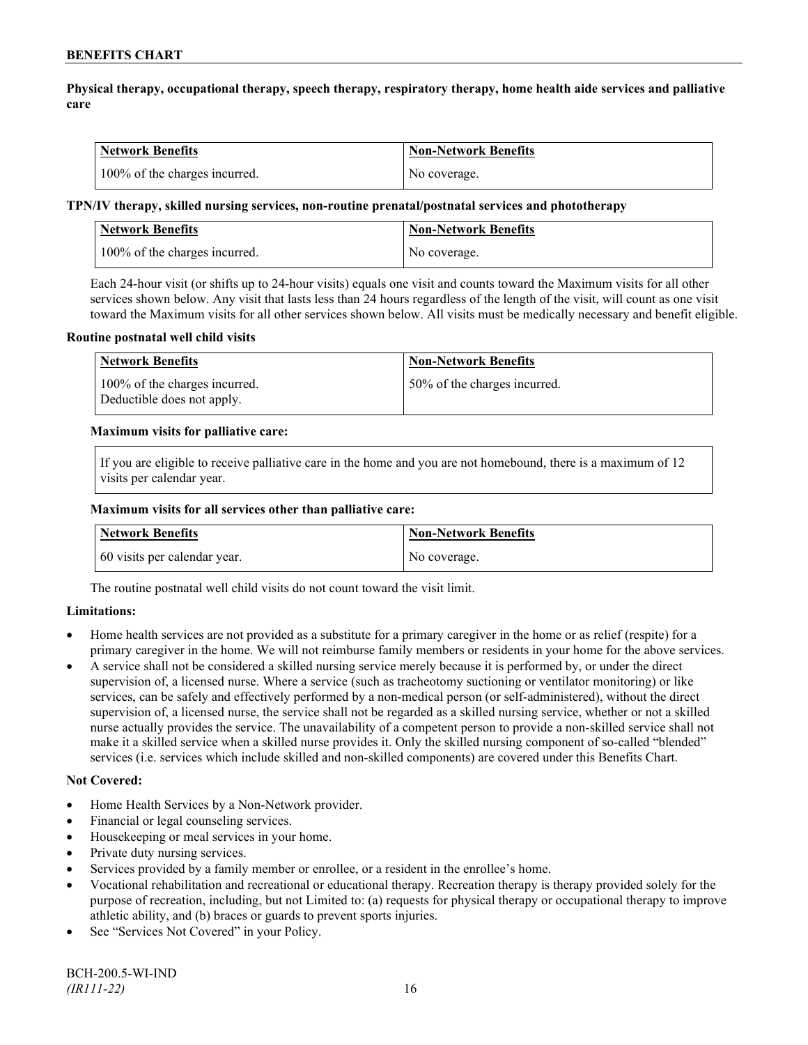**Physical therapy, occupational therapy, speech therapy, respiratory therapy, home health aide services and palliative care**

| Network Benefits | Non-Network Benefits |
| --- | --- |
| 100% of the charges incurred. | No coverage. |

**TPN/IV therapy, skilled nursing services, non-routine prenatal/postnatal services and phototherapy**

| Network Benefits | Non-Network Benefits |
| --- | --- |
| 100% of the charges incurred. | No coverage. |

Each 24-hour visit (or shifts up to 24-hour visits) equals one visit and counts toward the Maximum visits for all other services shown below. Any visit that lasts less than 24 hours regardless of the length of the visit, will count as one visit toward the Maximum visits for all other services shown below. All visits must be medically necessary and benefit eligible.

**Routine postnatal well child visits**

| Network Benefits | Non-Network Benefits |
| --- | --- |
| 100% of the charges incurred. Deductible does not apply. | 50% of the charges incurred. |

**Maximum visits for palliative care:**

| If you are eligible to receive palliative care in the home and you are not homebound, there is a maximum of 12 visits per calendar year. |
| --- |

**Maximum visits for all services other than palliative care:**

| Network Benefits | Non-Network Benefits |
| --- | --- |
| 60 visits per calendar year. | No coverage. |

The routine postnatal well child visits do not count toward the visit limit.

**Limitations:**

- Home health services are not provided as a substitute for a primary caregiver in the home or as relief (respite) for a primary caregiver in the home. We will not reimburse family members or residents in your home for the above services.
- A service shall not be considered a skilled nursing service merely because it is performed by, or under the direct supervision of, a licensed nurse. Where a service (such as tracheotomy suctioning or ventilator monitoring) or like services, can be safely and effectively performed by a non-medical person (or self-administered), without the direct supervision of, a licensed nurse, the service shall not be regarded as a skilled nursing service, whether or not a skilled nurse actually provides the service. The unavailability of a competent person to provide a non-skilled service shall not make it a skilled service when a skilled nurse provides it. Only the skilled nursing component of so-called "blended" services (i.e. services which include skilled and non-skilled components) are covered under this Benefits Chart.

**Not Covered:**

- Home Health Services by a Non-Network provider.
- Financial or legal counseling services.
- Housekeeping or meal services in your home.
- Private duty nursing services.
- Services provided by a family member or enrollee, or a resident in the enrollee's home.
- Vocational rehabilitation and recreational or educational therapy. Recreation therapy is therapy provided solely for the purpose of recreation, including, but not Limited to: (a) requests for physical therapy or occupational therapy to improve athletic ability, and (b) braces or guards to prevent sports injuries.
- See "Services Not Covered" in your Policy.

BCH-200.5-WI-IND
*(IR111-22)*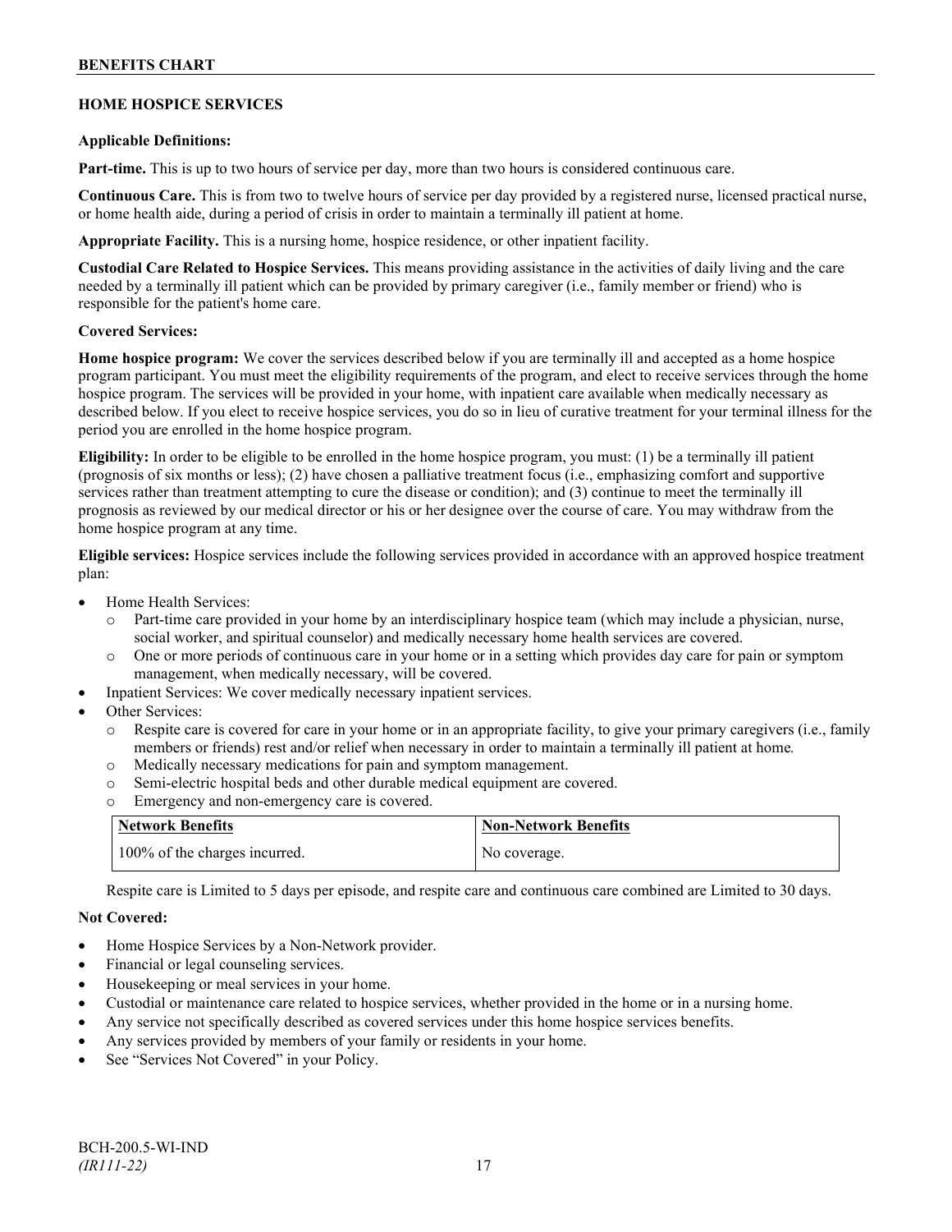## HOME HOSPICE SERVICES

**Applicable Definitions:**

**Part-time.** This is up to two hours of service per day, more than two hours is considered continuous care.

**Continuous Care.** This is from two to twelve hours of service per day provided by a registered nurse, licensed practical nurse, or home health aide, during a period of crisis in order to maintain a terminally ill patient at home.

**Appropriate Facility.** This is a nursing home, hospice residence, or other inpatient facility.

**Custodial Care Related to Hospice Services.** This means providing assistance in the activities of daily living and the care needed by a terminally ill patient which can be provided by primary caregiver (i.e., family member or friend) who is responsible for the patient's home care.

**Covered Services:**

**Home hospice program:** We cover the services described below if you are terminally ill and accepted as a home hospice program participant. You must meet the eligibility requirements of the program, and elect to receive services through the home hospice program. The services will be provided in your home, with inpatient care available when medically necessary as described below. If you elect to receive hospice services, you do so in lieu of curative treatment for your terminal illness for the period you are enrolled in the home hospice program.

**Eligibility:** In order to be eligible to be enrolled in the home hospice program, you must: (1) be a terminally ill patient (prognosis of six months or less); (2) have chosen a palliative treatment focus (i.e., emphasizing comfort and supportive services rather than treatment attempting to cure the disease or condition); and (3) continue to meet the terminally ill prognosis as reviewed by our medical director or his or her designee over the course of care. You may withdraw from the home hospice program at any time.

**Eligible services:** Hospice services include the following services provided in accordance with an approved hospice treatment plan:

- Home Health Services:
  - Part-time care provided in your home by an interdisciplinary hospice team (which may include a physician, nurse, social worker, and spiritual counselor) and medically necessary home health services are covered.
  - One or more periods of continuous care in your home or in a setting which provides day care for pain or symptom management, when medically necessary, will be covered.
- Inpatient Services: We cover medically necessary inpatient services.
- Other Services:
  - Respite care is covered for care in your home or in an appropriate facility, to give your primary caregivers (i.e., family members or friends) rest and/or relief when necessary in order to maintain a terminally ill patient at home.
  - Medically necessary medications for pain and symptom management.
  - Semi-electric hospital beds and other durable medical equipment are covered.
  - Emergency and non-emergency care is covered.

| Network Benefits | Non-Network Benefits |
|---|---|
| 100% of the charges incurred. | No coverage. |

Respite care is Limited to 5 days per episode, and respite care and continuous care combined are Limited to 30 days.

**Not Covered:**

- Home Hospice Services by a Non-Network provider.
- Financial or legal counseling services.
- Housekeeping or meal services in your home.
- Custodial or maintenance care related to hospice services, whether provided in the home or in a nursing home.
- Any service not specifically described as covered services under this home hospice services benefits.
- Any services provided by members of your family or residents in your home.
- See "Services Not Covered" in your Policy.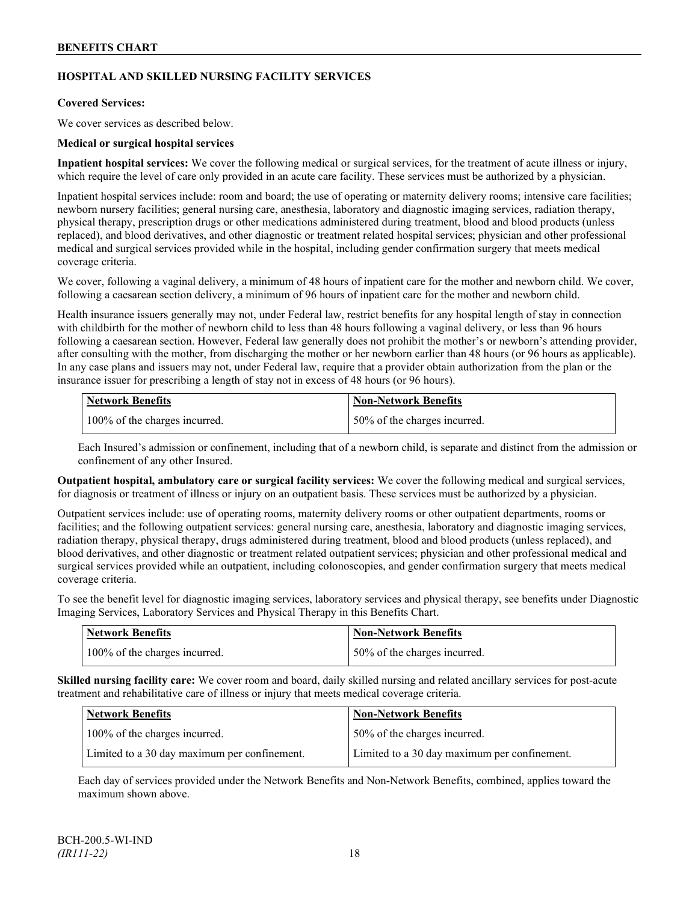## HOSPITAL AND SKILLED NURSING FACILITY SERVICES

**Covered Services:**

We cover services as described below.

**Medical or surgical hospital services**

**Inpatient hospital services:** We cover the following medical or surgical services, for the treatment of acute illness or injury, which require the level of care only provided in an acute care facility. These services must be authorized by a physician.

Inpatient hospital services include: room and board; the use of operating or maternity delivery rooms; intensive care facilities; newborn nursery facilities; general nursing care, anesthesia, laboratory and diagnostic imaging services, radiation therapy, physical therapy, prescription drugs or other medications administered during treatment, blood and blood products (unless replaced), and blood derivatives, and other diagnostic or treatment related hospital services; physician and other professional medical and surgical services provided while in the hospital, including gender confirmation surgery that meets medical coverage criteria.

We cover, following a vaginal delivery, a minimum of 48 hours of inpatient care for the mother and newborn child. We cover, following a caesarean section delivery, a minimum of 96 hours of inpatient care for the mother and newborn child.

Health insurance issuers generally may not, under Federal law, restrict benefits for any hospital length of stay in connection with childbirth for the mother of newborn child to less than 48 hours following a vaginal delivery, or less than 96 hours following a caesarean section. However, Federal law generally does not prohibit the mother's or newborn's attending provider, after consulting with the mother, from discharging the mother or her newborn earlier than 48 hours (or 96 hours as applicable). In any case plans and issuers may not, under Federal law, require that a provider obtain authorization from the plan or the insurance issuer for prescribing a length of stay not in excess of 48 hours (or 96 hours).

| Network Benefits | Non-Network Benefits |
|---|---|
| 100% of the charges incurred. | 50% of the charges incurred. |

Each Insured's admission or confinement, including that of a newborn child, is separate and distinct from the admission or confinement of any other Insured.

**Outpatient hospital, ambulatory care or surgical facility services:** We cover the following medical and surgical services, for diagnosis or treatment of illness or injury on an outpatient basis. These services must be authorized by a physician.

Outpatient services include: use of operating rooms, maternity delivery rooms or other outpatient departments, rooms or facilities; and the following outpatient services: general nursing care, anesthesia, laboratory and diagnostic imaging services, radiation therapy, physical therapy, drugs administered during treatment, blood and blood products (unless replaced), and blood derivatives, and other diagnostic or treatment related outpatient services; physician and other professional medical and surgical services provided while an outpatient, including colonoscopies, and gender confirmation surgery that meets medical coverage criteria.

To see the benefit level for diagnostic imaging services, laboratory services and physical therapy, see benefits under Diagnostic Imaging Services, Laboratory Services and Physical Therapy in this Benefits Chart.

| Network Benefits | Non-Network Benefits |
|---|---|
| 100% of the charges incurred. | 50% of the charges incurred. |

**Skilled nursing facility care:** We cover room and board, daily skilled nursing and related ancillary services for post-acute treatment and rehabilitative care of illness or injury that meets medical coverage criteria.

| Network Benefits | Non-Network Benefits |
|---|---|
| 100% of the charges incurred. | 50% of the charges incurred. |
| Limited to a 30 day maximum per confinement. | Limited to a 30 day maximum per confinement. |

Each day of services provided under the Network Benefits and Non-Network Benefits, combined, applies toward the maximum shown above.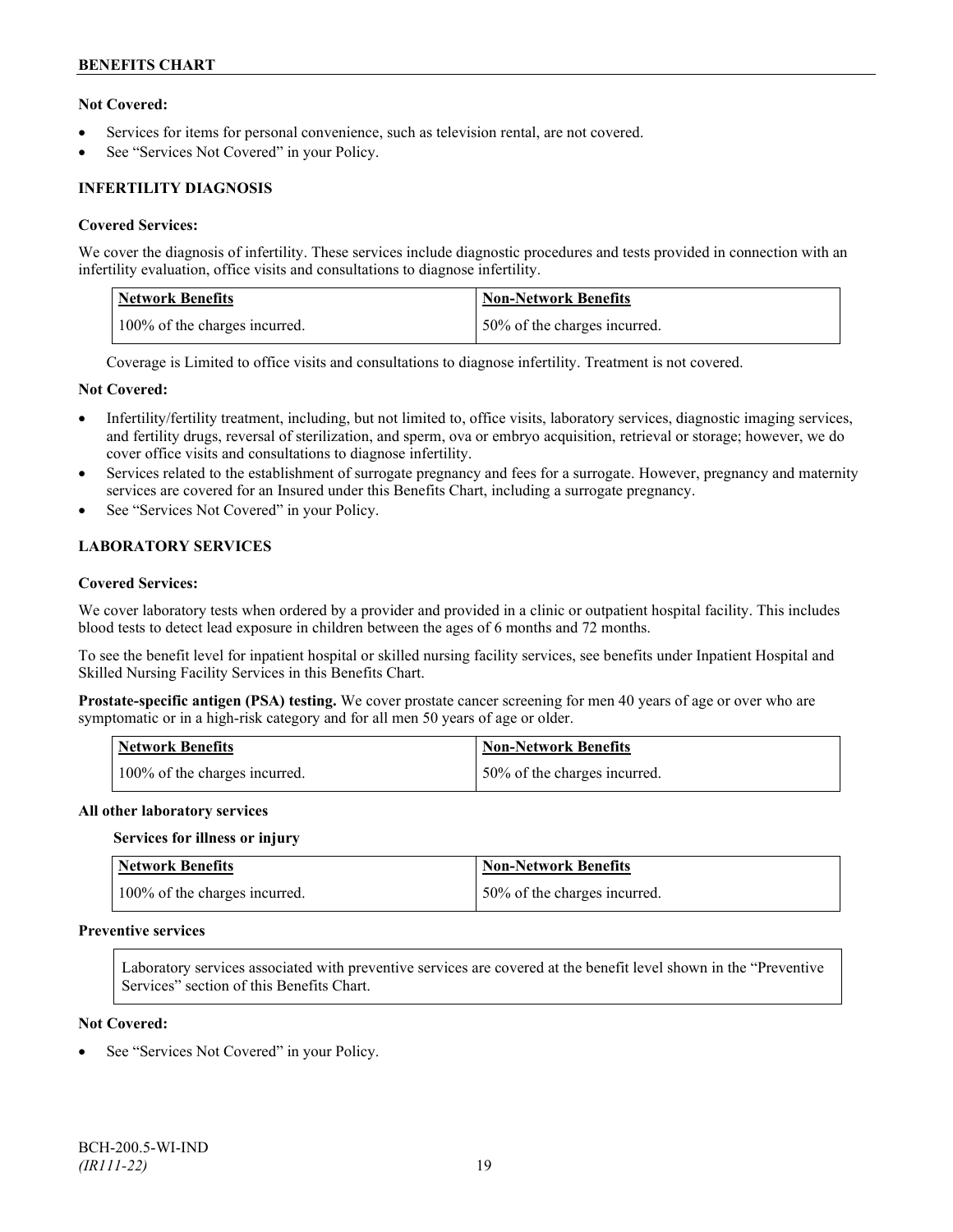**Not Covered:**

- Services for items for personal convenience, such as television rental, are not covered.
- See "Services Not Covered" in your Policy.

### INFERTILITY DIAGNOSIS

**Covered Services:**

We cover the diagnosis of infertility. These services include diagnostic procedures and tests provided in connection with an infertility evaluation, office visits and consultations to diagnose infertility.

| Network Benefits | Non-Network Benefits |
| --- | --- |
| 100% of the charges incurred. | 50% of the charges incurred. |

Coverage is Limited to office visits and consultations to diagnose infertility. Treatment is not covered.

**Not Covered:**

- Infertility/fertility treatment, including, but not limited to, office visits, laboratory services, diagnostic imaging services, and fertility drugs, reversal of sterilization, and sperm, ova or embryo acquisition, retrieval or storage; however, we do cover office visits and consultations to diagnose infertility.
- Services related to the establishment of surrogate pregnancy and fees for a surrogate. However, pregnancy and maternity services are covered for an Insured under this Benefits Chart, including a surrogate pregnancy.
- See "Services Not Covered" in your Policy.

### LABORATORY SERVICES

**Covered Services:**

We cover laboratory tests when ordered by a provider and provided in a clinic or outpatient hospital facility. This includes blood tests to detect lead exposure in children between the ages of 6 months and 72 months.

To see the benefit level for inpatient hospital or skilled nursing facility services, see benefits under Inpatient Hospital and Skilled Nursing Facility Services in this Benefits Chart.

**Prostate-specific antigen (PSA) testing.** We cover prostate cancer screening for men 40 years of age or over who are symptomatic or in a high-risk category and for all men 50 years of age or older.

| Network Benefits | Non-Network Benefits |
| --- | --- |
| 100% of the charges incurred. | 50% of the charges incurred. |

**All other laboratory services**

**Services for illness or injury**

| Network Benefits | Non-Network Benefits |
| --- | --- |
| 100% of the charges incurred. | 50% of the charges incurred. |

**Preventive services**

Laboratory services associated with preventive services are covered at the benefit level shown in the "Preventive Services" section of this Benefits Chart.

**Not Covered:**

- See "Services Not Covered" in your Policy.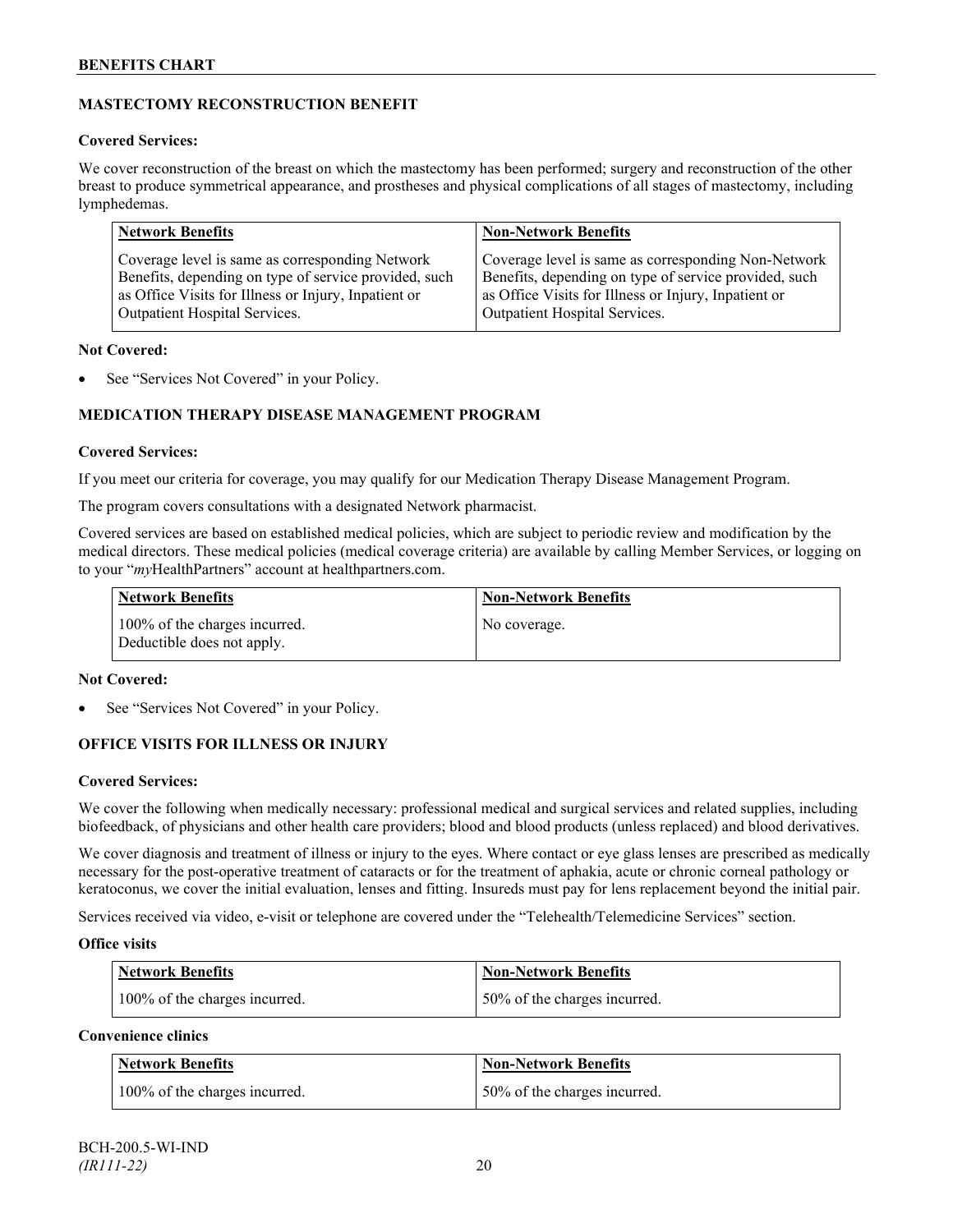### MASTECTOMY RECONSTRUCTION BENEFIT

**Covered Services:**

We cover reconstruction of the breast on which the mastectomy has been performed; surgery and reconstruction of the other breast to produce symmetrical appearance, and prostheses and physical complications of all stages of mastectomy, including lymphedemas.

| Network Benefits | Non-Network Benefits |
|---|---|
| Coverage level is same as corresponding Network Benefits, depending on type of service provided, such as Office Visits for Illness or Injury, Inpatient or Outpatient Hospital Services. | Coverage level is same as corresponding Non-Network Benefits, depending on type of service provided, such as Office Visits for Illness or Injury, Inpatient or Outpatient Hospital Services. |

**Not Covered:**

- See "Services Not Covered" in your Policy.

### MEDICATION THERAPY DISEASE MANAGEMENT PROGRAM

**Covered Services:**

If you meet our criteria for coverage, you may qualify for our Medication Therapy Disease Management Program.

The program covers consultations with a designated Network pharmacist.

Covered services are based on established medical policies, which are subject to periodic review and modification by the medical directors. These medical policies (medical coverage criteria) are available by calling Member Services, or logging on to your "*my*HealthPartners" account at healthpartners.com.

| Network Benefits | Non-Network Benefits |
|---|---|
| 100% of the charges incurred. Deductible does not apply. | No coverage. |

**Not Covered:**

- See "Services Not Covered" in your Policy.

### OFFICE VISITS FOR ILLNESS OR INJURY

**Covered Services:**

We cover the following when medically necessary: professional medical and surgical services and related supplies, including biofeedback, of physicians and other health care providers; blood and blood products (unless replaced) and blood derivatives.

We cover diagnosis and treatment of illness or injury to the eyes. Where contact or eye glass lenses are prescribed as medically necessary for the post-operative treatment of cataracts or for the treatment of aphakia, acute or chronic corneal pathology or keratoconus, we cover the initial evaluation, lenses and fitting. Insureds must pay for lens replacement beyond the initial pair.

Services received via video, e-visit or telephone are covered under the "Telehealth/Telemedicine Services" section.

**Office visits**

| Network Benefits | Non-Network Benefits |
|---|---|
| 100% of the charges incurred. | 50% of the charges incurred. |

**Convenience clinics**

| Network Benefits | Non-Network Benefits |
|---|---|
| 100% of the charges incurred. | 50% of the charges incurred. |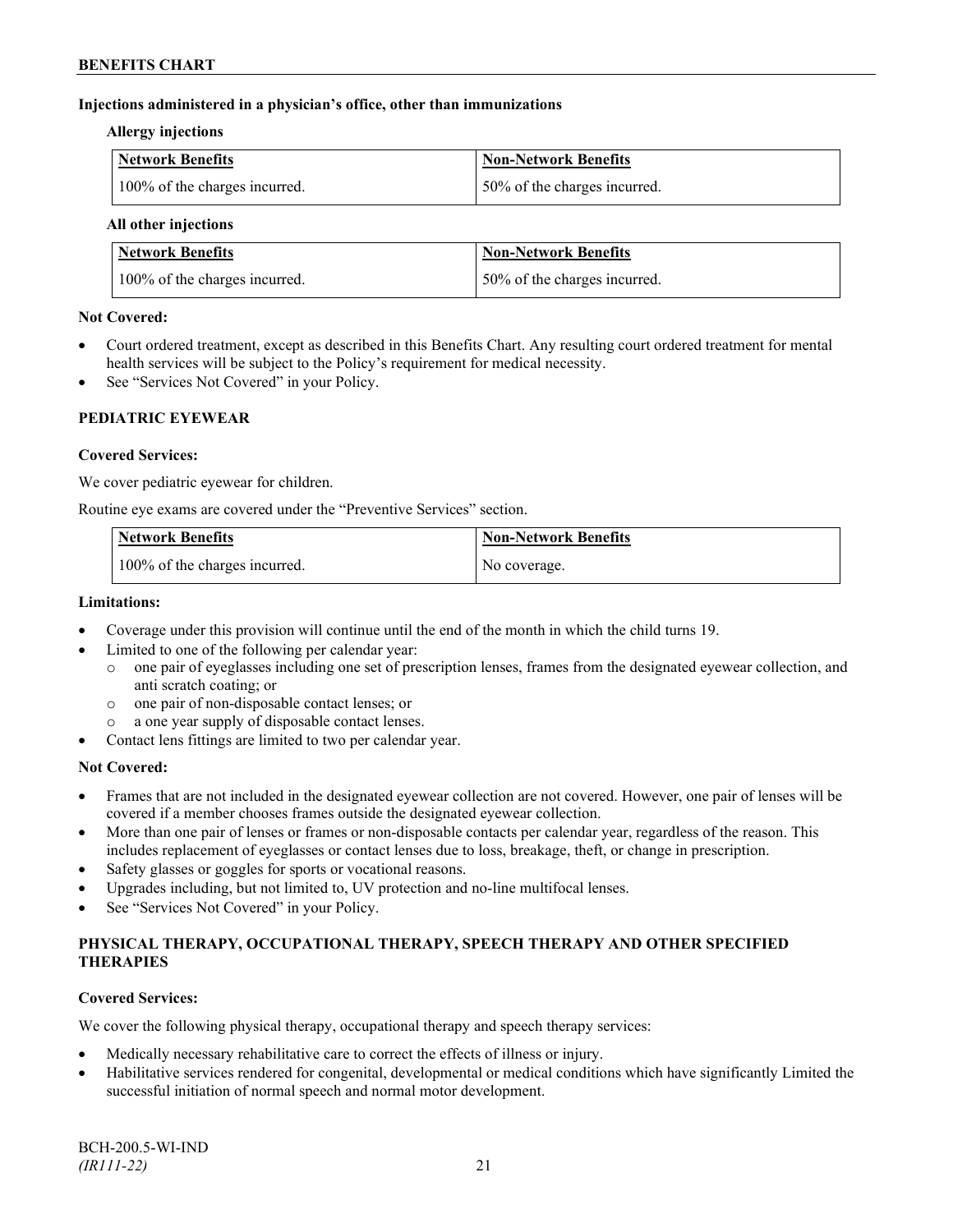**Injections administered in a physician's office, other than immunizations**

**Allergy injections**

| Network Benefits | Non-Network Benefits |
| --- | --- |
| 100% of the charges incurred. | 50% of the charges incurred. |

**All other injections**

| Network Benefits | Non-Network Benefits |
| --- | --- |
| 100% of the charges incurred. | 50% of the charges incurred. |

**Not Covered:**

- Court ordered treatment, except as described in this Benefits Chart. Any resulting court ordered treatment for mental health services will be subject to the Policy's requirement for medical necessity.
- See "Services Not Covered" in your Policy.

## PEDIATRIC EYEWEAR

**Covered Services:**

We cover pediatric eyewear for children.

Routine eye exams are covered under the "Preventive Services" section.

| Network Benefits | Non-Network Benefits |
| --- | --- |
| 100% of the charges incurred. | No coverage. |

**Limitations:**

- Coverage under this provision will continue until the end of the month in which the child turns 19.
- Limited to one of the following per calendar year:
  - one pair of eyeglasses including one set of prescription lenses, frames from the designated eyewear collection, and anti scratch coating; or
  - one pair of non-disposable contact lenses; or
  - a one year supply of disposable contact lenses.
- Contact lens fittings are limited to two per calendar year.

**Not Covered:**

- Frames that are not included in the designated eyewear collection are not covered. However, one pair of lenses will be covered if a member chooses frames outside the designated eyewear collection.
- More than one pair of lenses or frames or non-disposable contacts per calendar year, regardless of the reason. This includes replacement of eyeglasses or contact lenses due to loss, breakage, theft, or change in prescription.
- Safety glasses or goggles for sports or vocational reasons.
- Upgrades including, but not limited to, UV protection and no-line multifocal lenses.
- See "Services Not Covered" in your Policy.

## PHYSICAL THERAPY, OCCUPATIONAL THERAPY, SPEECH THERAPY AND OTHER SPECIFIED THERAPIES

**Covered Services:**

We cover the following physical therapy, occupational therapy and speech therapy services:

- Medically necessary rehabilitative care to correct the effects of illness or injury.
- Habilitative services rendered for congenital, developmental or medical conditions which have significantly Limited the successful initiation of normal speech and normal motor development.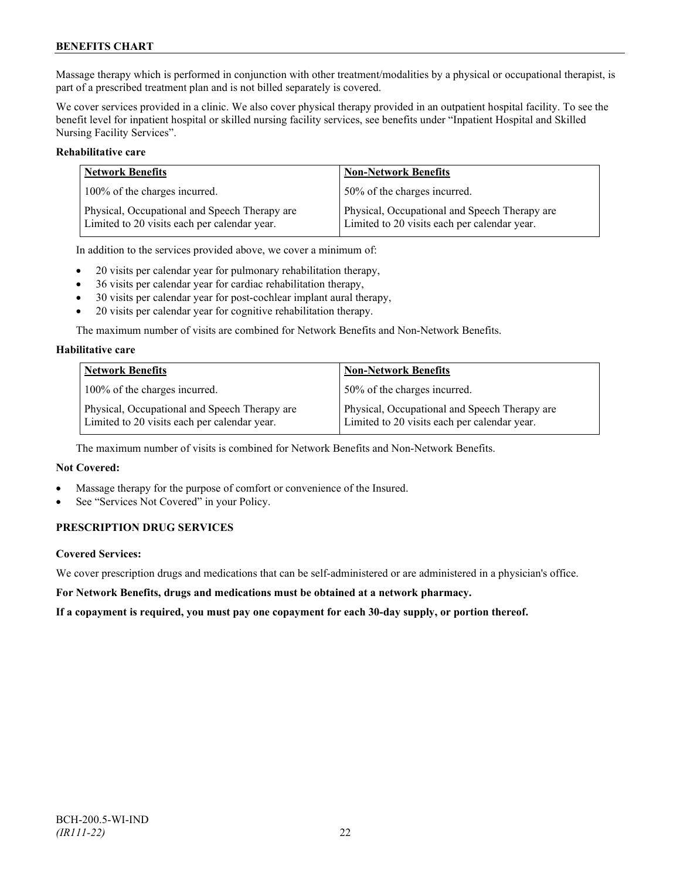Massage therapy which is performed in conjunction with other treatment/modalities by a physical or occupational therapist, is part of a prescribed treatment plan and is not billed separately is covered.

We cover services provided in a clinic. We also cover physical therapy provided in an outpatient hospital facility. To see the benefit level for inpatient hospital or skilled nursing facility services, see benefits under "Inpatient Hospital and Skilled Nursing Facility Services".

**Rehabilitative care**

| Network Benefits | Non-Network Benefits |
|---|---|
| 100% of the charges incurred. | 50% of the charges incurred. |
| Physical, Occupational and Speech Therapy are Limited to 20 visits each per calendar year. | Physical, Occupational and Speech Therapy are Limited to 20 visits each per calendar year. |

In addition to the services provided above, we cover a minimum of:

- 20 visits per calendar year for pulmonary rehabilitation therapy,
- 36 visits per calendar year for cardiac rehabilitation therapy,
- 30 visits per calendar year for post-cochlear implant aural therapy,
- 20 visits per calendar year for cognitive rehabilitation therapy.

The maximum number of visits are combined for Network Benefits and Non-Network Benefits.

**Habilitative care**

| Network Benefits | Non-Network Benefits |
|---|---|
| 100% of the charges incurred. | 50% of the charges incurred. |
| Physical, Occupational and Speech Therapy are Limited to 20 visits each per calendar year. | Physical, Occupational and Speech Therapy are Limited to 20 visits each per calendar year. |

The maximum number of visits is combined for Network Benefits and Non-Network Benefits.

**Not Covered:**

- Massage therapy for the purpose of comfort or convenience of the Insured.
- See "Services Not Covered" in your Policy.

### PRESCRIPTION DRUG SERVICES

**Covered Services:**

We cover prescription drugs and medications that can be self-administered or are administered in a physician's office.

**For Network Benefits, drugs and medications must be obtained at a network pharmacy.**

**If a copayment is required, you must pay one copayment for each 30-day supply, or portion thereof.**

BCH-200.5-WI-IND
*(IR111-22)*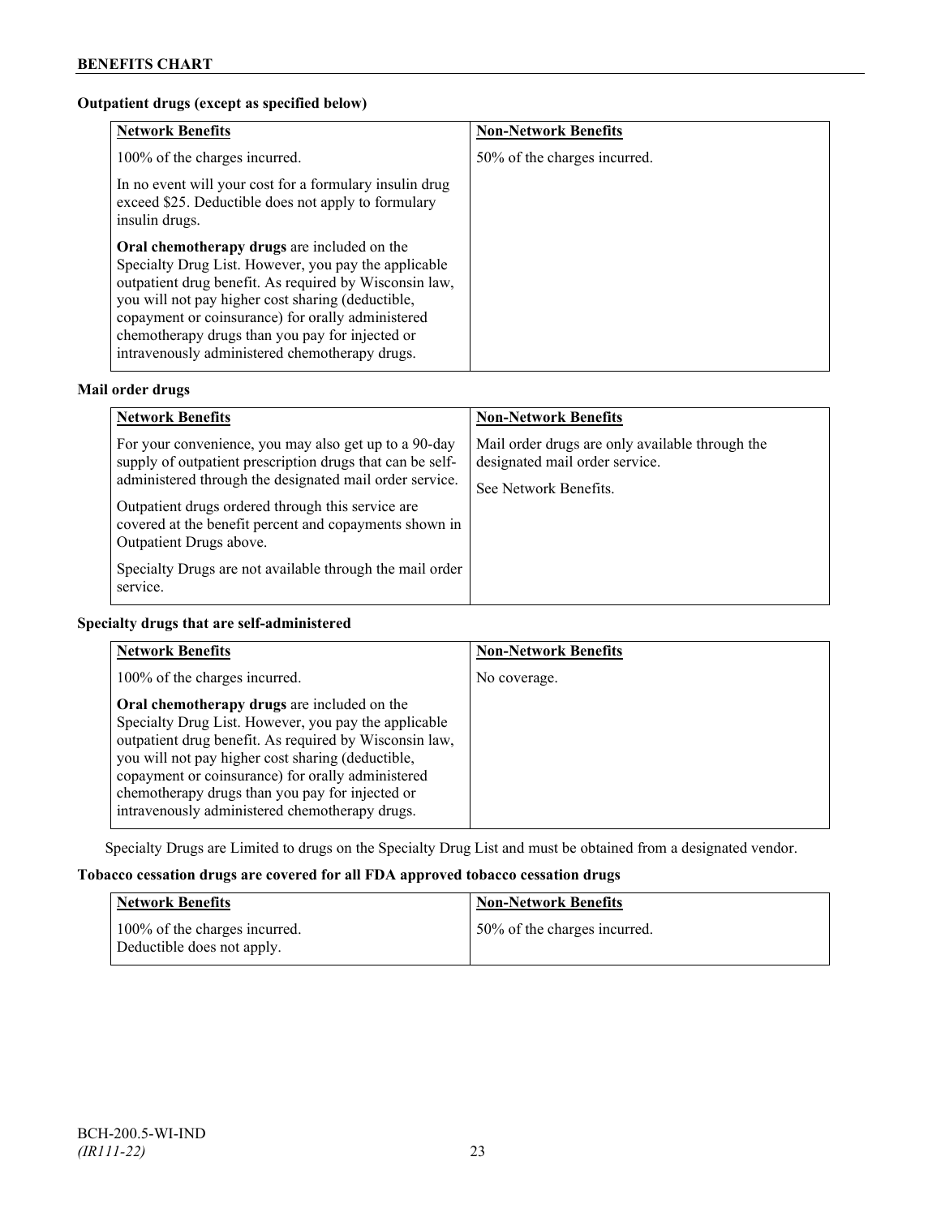**Outputient drugs (except as specified below)**

| Network Benefits | Non-Network Benefits |
|---|---|
| 100% of the charges incurred.<br><br>In no event will your cost for a formulary insulin drug exceed $25. Deductible does not apply to formulary insulin drugs.<br><br>**Oral chemotherapy drugs** are included on the Specialty Drug List. However, you pay the applicable outpatient drug benefit. As required by Wisconsin law, you will not pay higher cost sharing (deductible, copayment or coinsurance) for orally administered chemotherapy drugs than you pay for injected or intravenously administered chemotherapy drugs. | 50% of the charges incurred. |

**Mail order drugs**

| Network Benefits | Non-Network Benefits |
|---|---|
| For your convenience, you may also get up to a 90-day supply of outpatient prescription drugs that can be self-administered through the designated mail order service.<br><br>Outpatient drugs ordered through this service are covered at the benefit percent and copayments shown in Outpatient Drugs above.<br><br>Specialty Drugs are not available through the mail order service. | Mail order drugs are only available through the designated mail order service.<br><br>See Network Benefits. |

**Specialty drugs that are self-administered**

| Network Benefits | Non-Network Benefits |
|---|---|
| 100% of the charges incurred.<br><br>**Oral chemotherapy drugs** are included on the Specialty Drug List. However, you pay the applicable outpatient drug benefit. As required by Wisconsin law, you will not pay higher cost sharing (deductible, copayment or coinsurance) for orally administered chemotherapy drugs than you pay for injected or intravenously administered chemotherapy drugs. | No coverage. |

Specialty Drugs are Limited to drugs on the Specialty Drug List and must be obtained from a designated vendor.

**Tobacco cessation drugs are covered for all FDA approved tobacco cessation drugs**

| Network Benefits | Non-Network Benefits |
|---|---|
| 100% of the charges incurred.<br>Deductible does not apply. | 50% of the charges incurred. |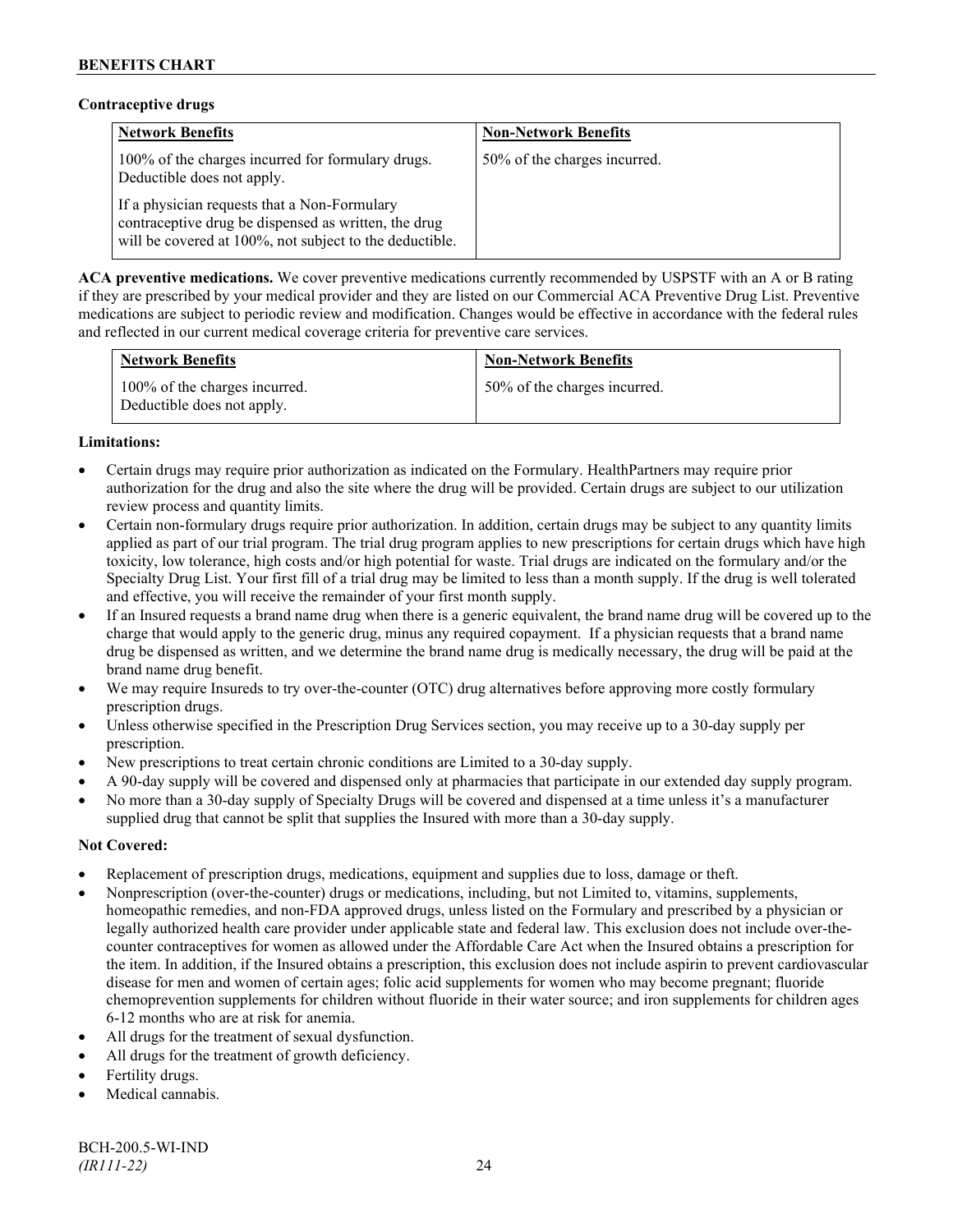**Contraceptive drugs**

| Network Benefits | Non-Network Benefits |
| --- | --- |
| 100% of the charges incurred for formulary drugs. Deductible does not apply.<br><br>If a physician requests that a Non-Formulary contraceptive drug be dispensed as written, the drug will be covered at 100%, not subject to the deductible. | 50% of the charges incurred. |

**ACA preventive medications.** We cover preventive medications currently recommended by USPSTF with an A or B rating if they are prescribed by your medical provider and they are listed on our Commercial ACA Preventive Drug List. Preventive medications are subject to periodic review and modification. Changes would be effective in accordance with the federal rules and reflected in our current medical coverage criteria for preventive care services.

| Network Benefits | Non-Network Benefits |
| --- | --- |
| 100% of the charges incurred. Deductible does not apply. | 50% of the charges incurred. |

**Limitations:**

- Certain drugs may require prior authorization as indicated on the Formulary. HealthPartners may require prior authorization for the drug and also the site where the drug will be provided. Certain drugs are subject to our utilization review process and quantity limits.
- Certain non-formulary drugs require prior authorization. In addition, certain drugs may be subject to any quantity limits applied as part of our trial program. The trial drug program applies to new prescriptions for certain drugs which have high toxicity, low tolerance, high costs and/or high potential for waste. Trial drugs are indicated on the formulary and/or the Specialty Drug List. Your first fill of a trial drug may be limited to less than a month supply. If the drug is well tolerated and effective, you will receive the remainder of your first month supply.
- If an Insured requests a brand name drug when there is a generic equivalent, the brand name drug will be covered up to the charge that would apply to the generic drug, minus any required copayment. If a physician requests that a brand name drug be dispensed as written, and we determine the brand name drug is medically necessary, the drug will be paid at the brand name drug benefit.
- We may require Insureds to try over-the-counter (OTC) drug alternatives before approving more costly formulary prescription drugs.
- Unless otherwise specified in the Prescription Drug Services section, you may receive up to a 30-day supply per prescription.
- New prescriptions to treat certain chronic conditions are Limited to a 30-day supply.
- A 90-day supply will be covered and dispensed only at pharmacies that participate in our extended day supply program.
- No more than a 30-day supply of Specialty Drugs will be covered and dispensed at a time unless it's a manufacturer supplied drug that cannot be split that supplies the Insured with more than a 30-day supply.

**Not Covered:**

- Replacement of prescription drugs, medications, equipment and supplies due to loss, damage or theft.
- Nonprescription (over-the-counter) drugs or medications, including, but not Limited to, vitamins, supplements, homeopathic remedies, and non-FDA approved drugs, unless listed on the Formulary and prescribed by a physician or legally authorized health care provider under applicable state and federal law. This exclusion does not include over-the-counter contraceptives for women as allowed under the Affordable Care Act when the Insured obtains a prescription for the item. In addition, if the Insured obtains a prescription, this exclusion does not include aspirin to prevent cardiovascular disease for men and women of certain ages; folic acid supplements for women who may become pregnant; fluoride chemoprevention supplements for children without fluoride in their water source; and iron supplements for children ages 6-12 months who are at risk for anemia.
- All drugs for the treatment of sexual dysfunction.
- All drugs for the treatment of growth deficiency.
- Fertility drugs.
- Medical cannabis.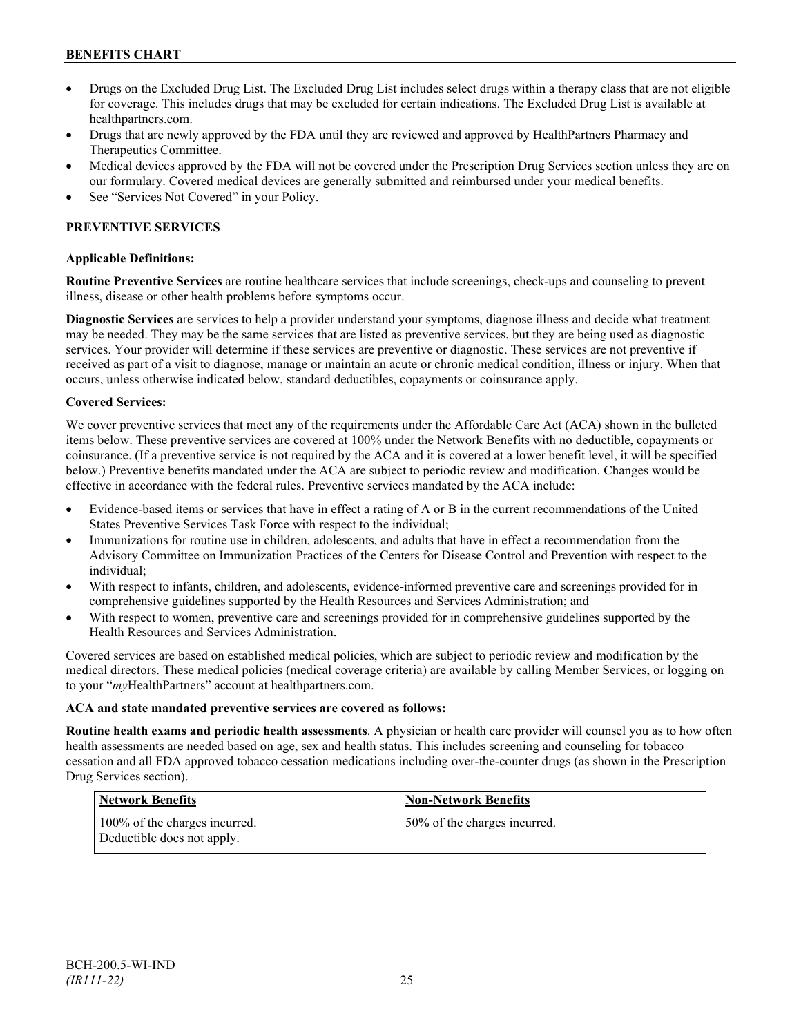- Drugs on the Excluded Drug List. The Excluded Drug List includes select drugs within a therapy class that are not eligible for coverage. This includes drugs that may be excluded for certain indications. The Excluded Drug List is available at healthpartners.com.
- Drugs that are newly approved by the FDA until they are reviewed and approved by HealthPartners Pharmacy and Therapeutics Committee.
- Medical devices approved by the FDA will not be covered under the Prescription Drug Services section unless they are on our formulary. Covered medical devices are generally submitted and reimbursed under your medical benefits.
- See "Services Not Covered" in your Policy.

## PREVENTIVE SERVICES

**Applicable Definitions:**

**Routine Preventive Services** are routine healthcare services that include screenings, check-ups and counseling to prevent illness, disease or other health problems before symptoms occur.

**Diagnostic Services** are services to help a provider understand your symptoms, diagnose illness and decide what treatment may be needed. They may be the same services that are listed as preventive services, but they are being used as diagnostic services. Your provider will determine if these services are preventive or diagnostic. These services are not preventive if received as part of a visit to diagnose, manage or maintain an acute or chronic medical condition, illness or injury. When that occurs, unless otherwise indicated below, standard deductibles, copayments or coinsurance apply.

**Covered Services:**

We cover preventive services that meet any of the requirements under the Affordable Care Act (ACA) shown in the bulleted items below. These preventive services are covered at 100% under the Network Benefits with no deductible, copayments or coinsurance. (If a preventive service is not required by the ACA and it is covered at a lower benefit level, it will be specified below.) Preventive benefits mandated under the ACA are subject to periodic review and modification. Changes would be effective in accordance with the federal rules. Preventive services mandated by the ACA include:

- Evidence-based items or services that have in effect a rating of A or B in the current recommendations of the United States Preventive Services Task Force with respect to the individual;
- Immunizations for routine use in children, adolescents, and adults that have in effect a recommendation from the Advisory Committee on Immunization Practices of the Centers for Disease Control and Prevention with respect to the individual;
- With respect to infants, children, and adolescents, evidence-informed preventive care and screenings provided for in comprehensive guidelines supported by the Health Resources and Services Administration; and
- With respect to women, preventive care and screenings provided for in comprehensive guidelines supported by the Health Resources and Services Administration.

Covered services are based on established medical policies, which are subject to periodic review and modification by the medical directors. These medical policies (medical coverage criteria) are available by calling Member Services, or logging on to your "*my*HealthPartners" account at healthpartners.com.

**ACA and state mandated preventive services are covered as follows:**

**Routine health exams and periodic health assessments**. A physician or health care provider will counsel you as to how often health assessments are needed based on age, sex and health status. This includes screening and counseling for tobacco cessation and all FDA approved tobacco cessation medications including over-the-counter drugs (as shown in the Prescription Drug Services section).

| Network Benefits | Non-Network Benefits |
|---|---|
| 100% of the charges incurred. Deductible does not apply. | 50% of the charges incurred. |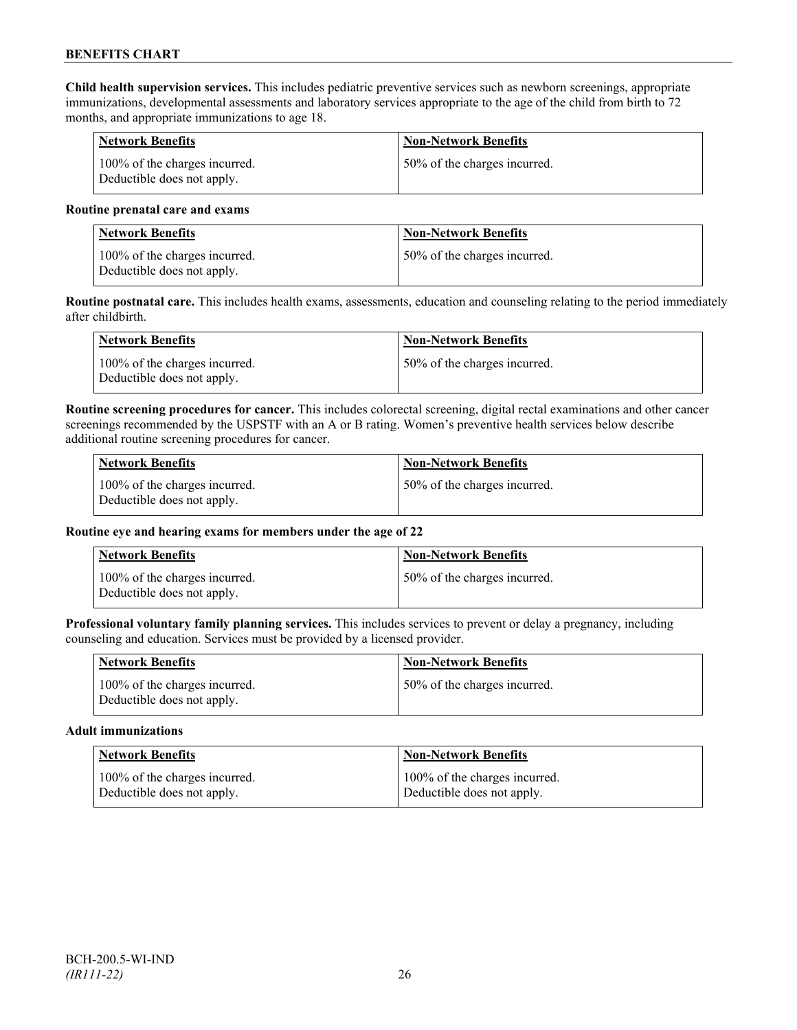**Child health supervision services.** This includes pediatric preventive services such as newborn screenings, appropriate immunizations, developmental assessments and laboratory services appropriate to the age of the child from birth to 72 months, and appropriate immunizations to age 18.

| Network Benefits | Non-Network Benefits |
| --- | --- |
| 100% of the charges incurred. Deductible does not apply. | 50% of the charges incurred. |

**Routine prenatal care and exams**

| Network Benefits | Non-Network Benefits |
| --- | --- |
| 100% of the charges incurred. Deductible does not apply. | 50% of the charges incurred. |

**Routine postnatal care.** This includes health exams, assessments, education and counseling relating to the period immediately after childbirth.

| Network Benefits | Non-Network Benefits |
| --- | --- |
| 100% of the charges incurred. Deductible does not apply. | 50% of the charges incurred. |

**Routine screening procedures for cancer.** This includes colorectal screening, digital rectal examinations and other cancer screenings recommended by the USPSTF with an A or B rating. Women's preventive health services below describe additional routine screening procedures for cancer.

| Network Benefits | Non-Network Benefits |
| --- | --- |
| 100% of the charges incurred. Deductible does not apply. | 50% of the charges incurred. |

**Routine eye and hearing exams for members under the age of 22**

| Network Benefits | Non-Network Benefits |
| --- | --- |
| 100% of the charges incurred. Deductible does not apply. | 50% of the charges incurred. |

**Professional voluntary family planning services.** This includes services to prevent or delay a pregnancy, including counseling and education. Services must be provided by a licensed provider.

| Network Benefits | Non-Network Benefits |
| --- | --- |
| 100% of the charges incurred. Deductible does not apply. | 50% of the charges incurred. |

**Adult immunizations**

| Network Benefits | Non-Network Benefits |
| --- | --- |
| 100% of the charges incurred. Deductible does not apply. | 100% of the charges incurred. Deductible does not apply. |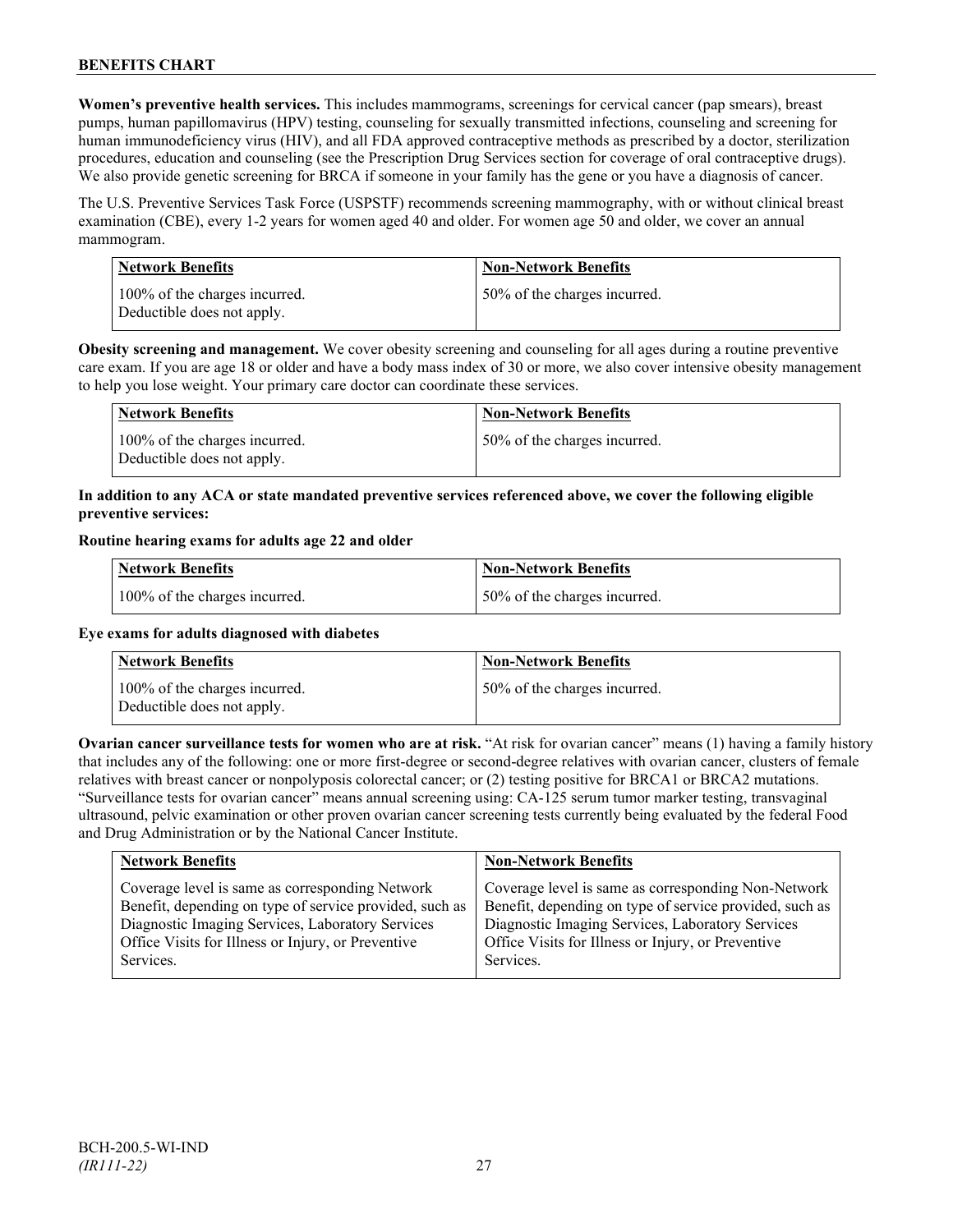**Women's preventive health services.** This includes mammograms, screenings for cervical cancer (pap smears), breast pumps, human papillomavirus (HPV) testing, counseling for sexually transmitted infections, counseling and screening for human immunodeficiency virus (HIV), and all FDA approved contraceptive methods as prescribed by a doctor, sterilization procedures, education and counseling (see the Prescription Drug Services section for coverage of oral contraceptive drugs). We also provide genetic screening for BRCA if someone in your family has the gene or you have a diagnosis of cancer.

The U.S. Preventive Services Task Force (USPSTF) recommends screening mammography, with or without clinical breast examination (CBE), every 1-2 years for women aged 40 and older. For women age 50 and older, we cover an annual mammogram.

| Network Benefits | Non-Network Benefits |
|---|---|
| 100% of the charges incurred. Deductible does not apply. | 50% of the charges incurred. |

**Obesity screening and management.** We cover obesity screening and counseling for all ages during a routine preventive care exam. If you are age 18 or older and have a body mass index of 30 or more, we also cover intensive obesity management to help you lose weight. Your primary care doctor can coordinate these services.

| Network Benefits | Non-Network Benefits |
|---|---|
| 100% of the charges incurred. Deductible does not apply. | 50% of the charges incurred. |

**In addition to any ACA or state mandated preventive services referenced above, we cover the following eligible preventive services:**

**Routine hearing exams for adults age 22 and older**

| Network Benefits | Non-Network Benefits |
|---|---|
| 100% of the charges incurred. | 50% of the charges incurred. |

**Eye exams for adults diagnosed with diabetes**

| Network Benefits | Non-Network Benefits |
|---|---|
| 100% of the charges incurred. Deductible does not apply. | 50% of the charges incurred. |

**Ovarian cancer surveillance tests for women who are at risk.** "At risk for ovarian cancer" means (1) having a family history that includes any of the following: one or more first-degree or second-degree relatives with ovarian cancer, clusters of female relatives with breast cancer or nonpolyposis colorectal cancer; or (2) testing positive for BRCA1 or BRCA2 mutations. "Surveillance tests for ovarian cancer" means annual screening using: CA-125 serum tumor marker testing, transvaginal ultrasound, pelvic examination or other proven ovarian cancer screening tests currently being evaluated by the federal Food and Drug Administration or by the National Cancer Institute.

| Network Benefits | Non-Network Benefits |
|---|---|
| Coverage level is same as corresponding Network Benefit, depending on type of service provided, such as Diagnostic Imaging Services, Laboratory Services Office Visits for Illness or Injury, or Preventive Services. | Coverage level is same as corresponding Non-Network Benefit, depending on type of service provided, such as Diagnostic Imaging Services, Laboratory Services Office Visits for Illness or Injury, or Preventive Services. |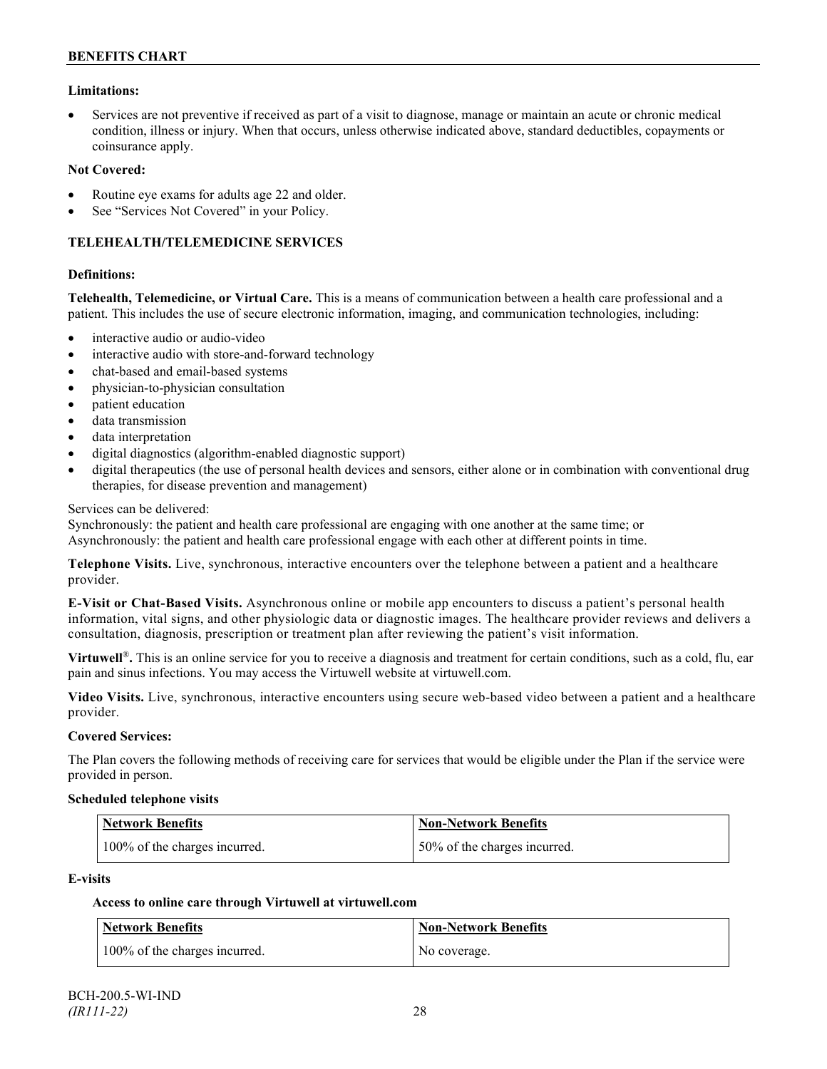**Limitations:**

- Services are not preventive if received as part of a visit to diagnose, manage or maintain an acute or chronic medical condition, illness or injury. When that occurs, unless otherwise indicated above, standard deductibles, copayments or coinsurance apply.

**Not Covered:**

- Routine eye exams for adults age 22 and older.
- See "Services Not Covered" in your Policy.

## TELEHEALTH/TELEMEDICINE SERVICES

**Definitions:**

**Telehealth, Telemedicine, or Virtual Care.** This is a means of communication between a health care professional and a patient. This includes the use of secure electronic information, imaging, and communication technologies, including:

- interactive audio or audio-video
- interactive audio with store-and-forward technology
- chat-based and email-based systems
- physician-to-physician consultation
- patient education
- data transmission
- data interpretation
- digital diagnostics (algorithm-enabled diagnostic support)
- digital therapeutics (the use of personal health devices and sensors, either alone or in combination with conventional drug therapies, for disease prevention and management)

Services can be delivered:
Synchronously: the patient and health care professional are engaging with one another at the same time; or
Asynchronously: the patient and health care professional engage with each other at different points in time.

**Telephone Visits.** Live, synchronous, interactive encounters over the telephone between a patient and a healthcare provider.

**E-Visit or Chat-Based Visits.** Asynchronous online or mobile app encounters to discuss a patient's personal health information, vital signs, and other physiologic data or diagnostic images. The healthcare provider reviews and delivers a consultation, diagnosis, prescription or treatment plan after reviewing the patient's visit information.

**Virtuwell®.** This is an online service for you to receive a diagnosis and treatment for certain conditions, such as a cold, flu, ear pain and sinus infections. You may access the Virtuwell website at virtuwell.com.

**Video Visits.** Live, synchronous, interactive encounters using secure web-based video between a patient and a healthcare provider.

**Covered Services:**

The Plan covers the following methods of receiving care for services that would be eligible under the Plan if the service were provided in person.

**Scheduled telephone visits**

| Network Benefits | Non-Network Benefits |
|---|---|
| 100% of the charges incurred. | 50% of the charges incurred. |

**E-visits**

**Access to online care through Virtuwell at virtuwell.com**

| Network Benefits | Non-Network Benefits |
|---|---|
| 100% of the charges incurred. | No coverage. |

BCH-200.5-WI-IND
*(IR111-22)*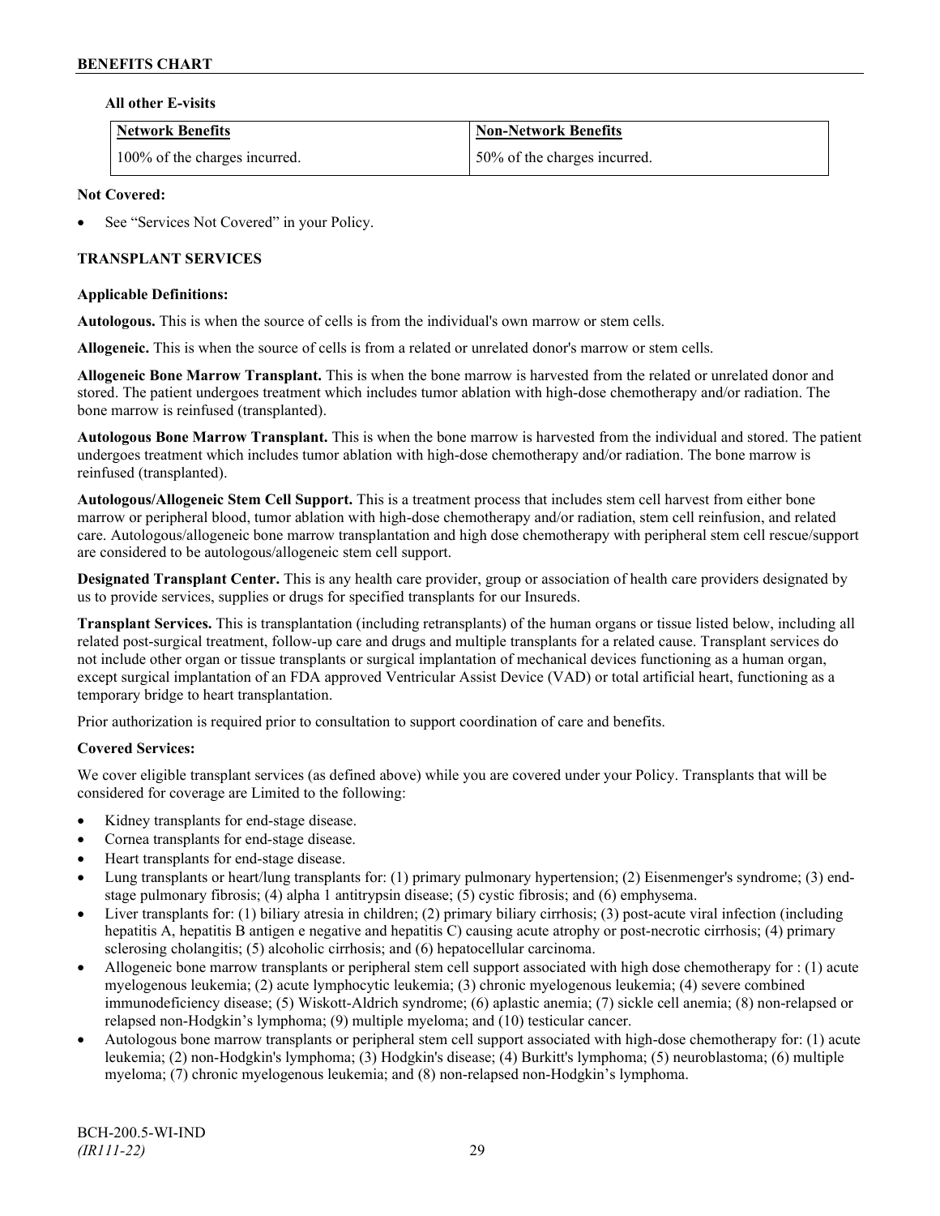**All other E-visits**

| Network Benefits | Non-Network Benefits |
| --- | --- |
| 100% of the charges incurred. | 50% of the charges incurred. |

**Not Covered:**

- See "Services Not Covered" in your Policy.

**TRANSPLANT SERVICES**

**Applicable Definitions:**

**Autologous.** This is when the source of cells is from the individual's own marrow or stem cells.

**Allogeneic.** This is when the source of cells is from a related or unrelated donor's marrow or stem cells.

**Allogeneic Bone Marrow Transplant.** This is when the bone marrow is harvested from the related or unrelated donor and stored. The patient undergoes treatment which includes tumor ablation with high-dose chemotherapy and/or radiation. The bone marrow is reinfused (transplanted).

**Autologous Bone Marrow Transplant.** This is when the bone marrow is harvested from the individual and stored. The patient undergoes treatment which includes tumor ablation with high-dose chemotherapy and/or radiation. The bone marrow is reinfused (transplanted).

**Autologous/Allogeneic Stem Cell Support.** This is a treatment process that includes stem cell harvest from either bone marrow or peripheral blood, tumor ablation with high-dose chemotherapy and/or radiation, stem cell reinfusion, and related care. Autologous/allogeneic bone marrow transplantation and high dose chemotherapy with peripheral stem cell rescue/support are considered to be autologous/allogeneic stem cell support.

**Designated Transplant Center.** This is any health care provider, group or association of health care providers designated by us to provide services, supplies or drugs for specified transplants for our Insureds.

**Transplant Services.** This is transplantation (including retransplants) of the human organs or tissue listed below, including all related post-surgical treatment, follow-up care and drugs and multiple transplants for a related cause. Transplant services do not include other organ or tissue transplants or surgical implantation of mechanical devices functioning as a human organ, except surgical implantation of an FDA approved Ventricular Assist Device (VAD) or total artificial heart, functioning as a temporary bridge to heart transplantation.

Prior authorization is required prior to consultation to support coordination of care and benefits.

**Covered Services:**

We cover eligible transplant services (as defined above) while you are covered under your Policy. Transplants that will be considered for coverage are Limited to the following:

- Kidney transplants for end-stage disease.
- Cornea transplants for end-stage disease.
- Heart transplants for end-stage disease.
- Lung transplants or heart/lung transplants for: (1) primary pulmonary hypertension; (2) Eisenmenger's syndrome; (3) end-stage pulmonary fibrosis; (4) alpha 1 antitrypsin disease; (5) cystic fibrosis; and (6) emphysema.
- Liver transplants for: (1) biliary atresia in children; (2) primary biliary cirrhosis; (3) post-acute viral infection (including hepatitis A, hepatitis B antigen e negative and hepatitis C) causing acute atrophy or post-necrotic cirrhosis; (4) primary sclerosing cholangitis; (5) alcoholic cirrhosis; and (6) hepatocellular carcinoma.
- Allogeneic bone marrow transplants or peripheral stem cell support associated with high dose chemotherapy for : (1) acute myelogenous leukemia; (2) acute lymphocytic leukemia; (3) chronic myelogenous leukemia; (4) severe combined immunodeficiency disease; (5) Wiskott-Aldrich syndrome; (6) aplastic anemia; (7) sickle cell anemia; (8) non-relapsed or relapsed non-Hodgkin's lymphoma; (9) multiple myeloma; and (10) testicular cancer.
- Autologous bone marrow transplants or peripheral stem cell support associated with high-dose chemotherapy for: (1) acute leukemia; (2) non-Hodgkin's lymphoma; (3) Hodgkin's disease; (4) Burkitt's lymphoma; (5) neuroblastoma; (6) multiple myeloma; (7) chronic myelogenous leukemia; and (8) non-relapsed non-Hodgkin's lymphoma.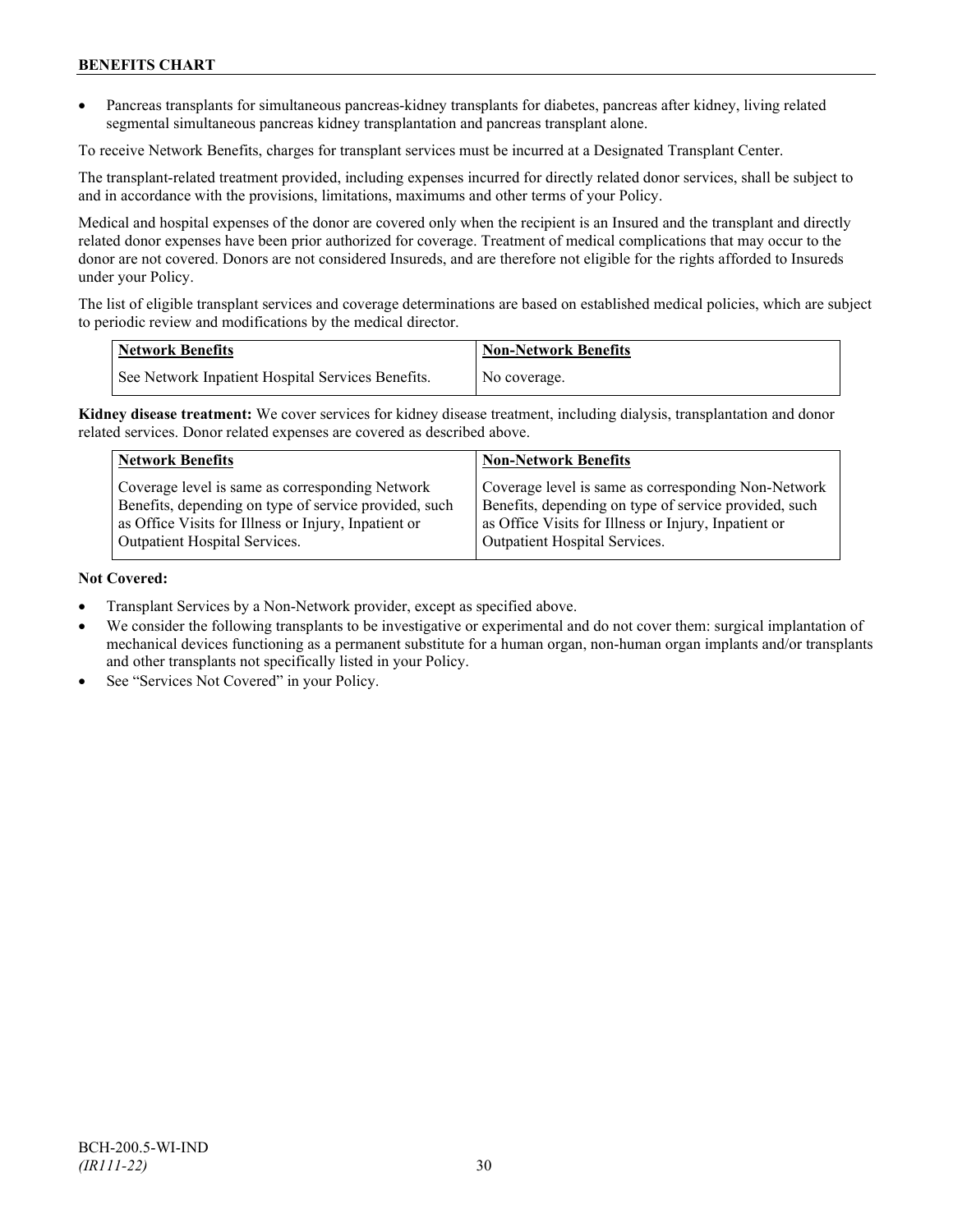- Pancreas transplants for simultaneous pancreas-kidney transplants for diabetes, pancreas after kidney, living related segmental simultaneous pancreas kidney transplantation and pancreas transplant alone.

To receive Network Benefits, charges for transplant services must be incurred at a Designated Transplant Center.

The transplant-related treatment provided, including expenses incurred for directly related donor services, shall be subject to and in accordance with the provisions, limitations, maximums and other terms of your Policy.

Medical and hospital expenses of the donor are covered only when the recipient is an Insured and the transplant and directly related donor expenses have been prior authorized for coverage. Treatment of medical complications that may occur to the donor are not covered. Donors are not considered Insureds, and are therefore not eligible for the rights afforded to Insureds under your Policy.

The list of eligible transplant services and coverage determinations are based on established medical policies, which are subject to periodic review and modifications by the medical director.

| Network Benefits | Non-Network Benefits |
|---|---|
| See Network Inpatient Hospital Services Benefits. | No coverage. |

**Kidney disease treatment:** We cover services for kidney disease treatment, including dialysis, transplantation and donor related services. Donor related expenses are covered as described above.

| Network Benefits | Non-Network Benefits |
|---|---|
| Coverage level is same as corresponding Network Benefits, depending on type of service provided, such as Office Visits for Illness or Injury, Inpatient or Outpatient Hospital Services. | Coverage level is same as corresponding Non-Network Benefits, depending on type of service provided, such as Office Visits for Illness or Injury, Inpatient or Outpatient Hospital Services. |

**Not Covered:**

- Transplant Services by a Non-Network provider, except as specified above.
- We consider the following transplants to be investigative or experimental and do not cover them: surgical implantation of mechanical devices functioning as a permanent substitute for a human organ, non-human organ implants and/or transplants and other transplants not specifically listed in your Policy.
- See "Services Not Covered" in your Policy.